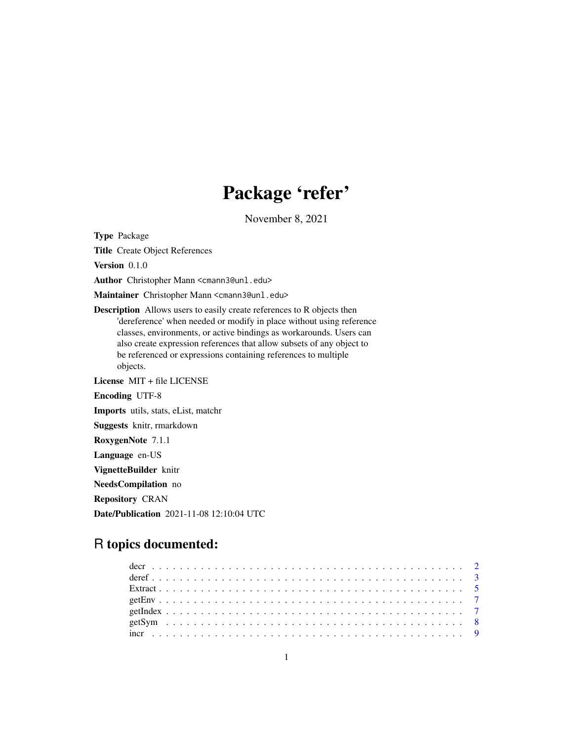# Package 'refer'

November 8, 2021

**Type** Package

**Title** Create Object References

**Version** 0.1.0

**Author** Christopher Mann <cmann3@unl.edu>

**Maintainer** Christopher Mann <cmann3@unl.edu>

**Description** Allows users to easily create references to R objects then 'dereference' when needed or modify in place without using reference classes, environments, or active bindings as workarounds. Users can also create expression references that allow subsets of any object to be referenced or expressions containing references to multiple objects.

**License** MIT + file LICENSE

**Encoding** UTF-8

**Imports** utils, stats, eList, matchr

**Suggests** knitr, rmarkdown

**RoxygenNote** 7.1.1

**Language** en-US

**VignetteBuilder** knitr

**NeedsCompilation** no

**Repository** CRAN

**Date/Publication** 2021-11-08 12:10:04 UTC

## R topics documented:

- decr . . . . . . . . . . . . . . . . . . . . . . . . . . . . . . . . . . . . . . . . . . . 2
- deref . . . . . . . . . . . . . . . . . . . . . . . . . . . . . . . . . . . . . . . . . . . 3
- Extract . . . . . . . . . . . . . . . . . . . . . . . . . . . . . . . . . . . . . . . . . . 5
- getEnv . . . . . . . . . . . . . . . . . . . . . . . . . . . . . . . . . . . . . . . . . . 7
- getIndex . . . . . . . . . . . . . . . . . . . . . . . . . . . . . . . . . . . . . . . . . 7
- getSym . . . . . . . . . . . . . . . . . . . . . . . . . . . . . . . . . . . . . . . . . . 8
- incr . . . . . . . . . . . . . . . . . . . . . . . . . . . . . . . . . . . . . . . . . . . 9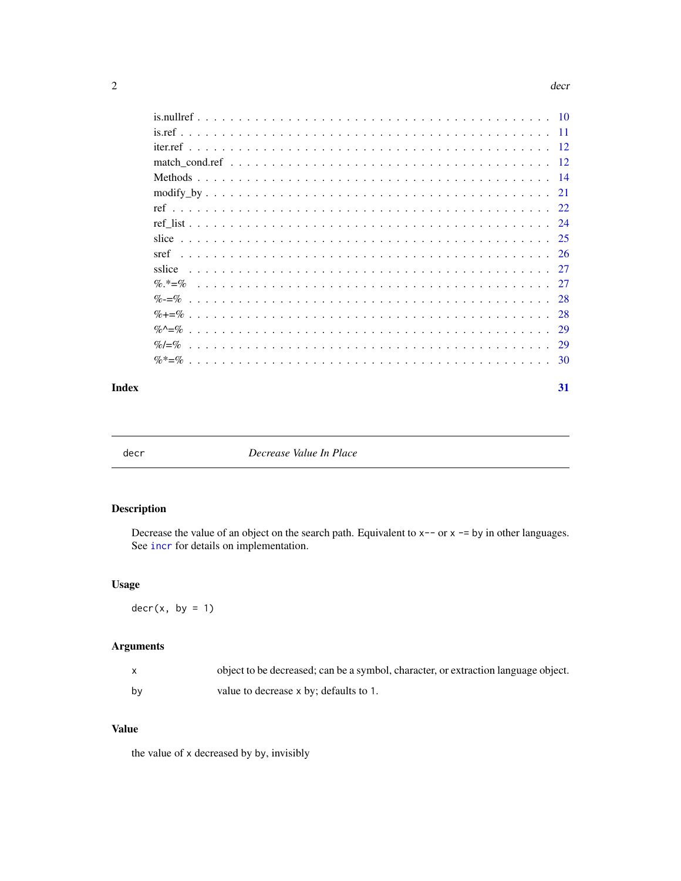| | |
|---|---|
| is.nullref | 10 |
| is.ref | 11 |
| iter.ref | 12 |
| match_cond.ref | 12 |
| Methods | 14 |
| modify_by | 21 |
| ref | 22 |
| ref_list | 24 |
| slice | 25 |
| sref | 26 |
| sslice | 27 |
| %.*=% | 27 |
| %-=% | 28 |
| %+=% | 28 |
| %^=% | 29 |
| %/=% | 29 |
| %*=% | 30 |

**Index** **31**

---

`decr` *Decrease Value In Place*

---

## Description

Decrease the value of an object on the search path. Equivalent to `x--` or `x -= by` in other languages. See `incr` for details on implementation.

## Usage

```
decr(x, by = 1)
```

## Arguments

| | |
|---|---|
| `x` | object to be decreased; can be a symbol, character, or extraction language object. |
| `by` | value to decrease `x` by; defaults to `1`. |

## Value

the value of `x` decreased by `by`, invisibly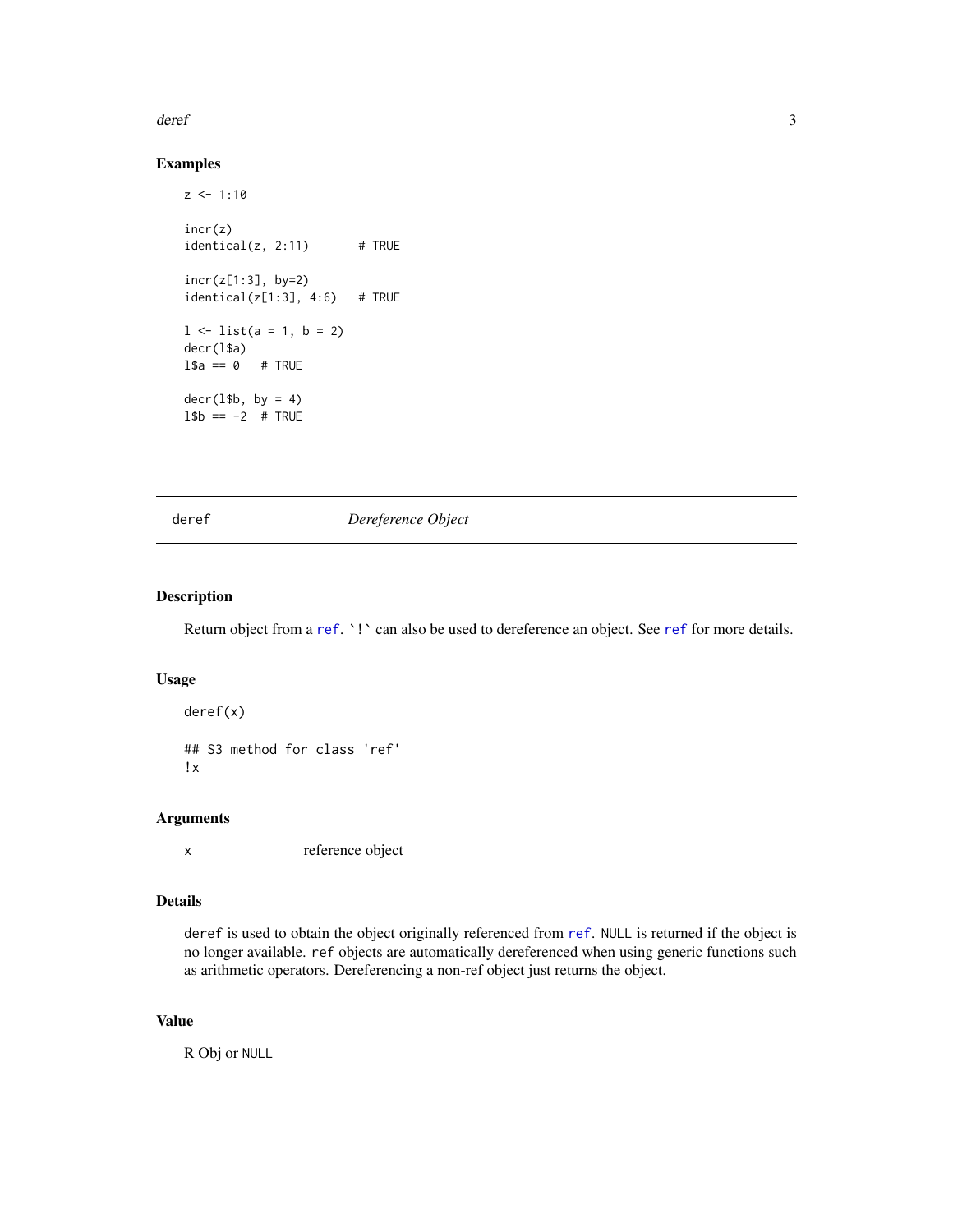## Examples

```
z <- 1:10

incr(z)
identical(z, 2:11)       # TRUE

incr(z[1:3], by=2)
identical(z[1:3], 4:6)   # TRUE

l <- list(a = 1, b = 2)
decr(l$a)
l$a == 0   # TRUE

decr(l$b, by = 4)
l$b == -2  # TRUE
```

---

# deref — *Dereference Object*

---

## Description

Return object from a `ref`. `` `!` `` can also be used to dereference an object. See `ref` for more details.

## Usage

```
deref(x)

## S3 method for class 'ref'
!x
```

## Arguments

| | |
|---|---|
| `x` | reference object |

## Details

`deref` is used to obtain the object originally referenced from `ref`. `NULL` is returned if the object is no longer available. `ref` objects are automatically dereferenced when using generic functions such as arithmetic operators. Dereferencing a non-ref object just returns the object.

## Value

R Obj or `NULL`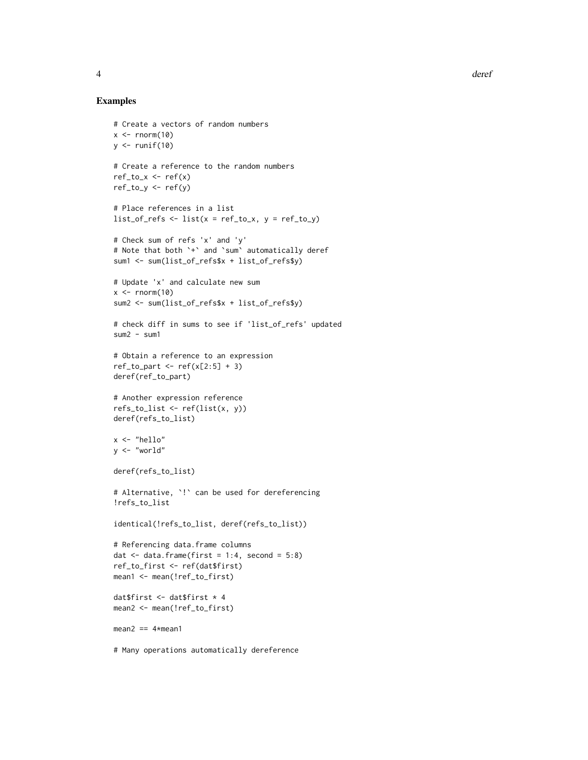## Examples

```
# Create a vectors of random numbers
x <- rnorm(10)
y <- runif(10)

# Create a reference to the random numbers
ref_to_x <- ref(x)
ref_to_y <- ref(y)

# Place references in a list
list_of_refs <- list(x = ref_to_x, y = ref_to_y)

# Check sum of refs 'x' and 'y'
# Note that both `+` and `sum` automatically deref
sum1 <- sum(list_of_refs$x + list_of_refs$y)

# Update 'x' and calculate new sum
x <- rnorm(10)
sum2 <- sum(list_of_refs$x + list_of_refs$y)

# check diff in sums to see if 'list_of_refs' updated
sum2 - sum1

# Obtain a reference to an expression
ref_to_part <- ref(x[2:5] + 3)
deref(ref_to_part)

# Another expression reference
refs_to_list <- ref(list(x, y))
deref(refs_to_list)

x <- "hello"
y <- "world"

deref(refs_to_list)

# Alternative, `!` can be used for dereferencing
!refs_to_list

identical(!refs_to_list, deref(refs_to_list))

# Referencing data.frame columns
dat <- data.frame(first = 1:4, second = 5:8)
ref_to_first <- ref(dat$first)
mean1 <- mean(!ref_to_first)

dat$first <- dat$first * 4
mean2 <- mean(!ref_to_first)

mean2 == 4*mean1

# Many operations automatically dereference
```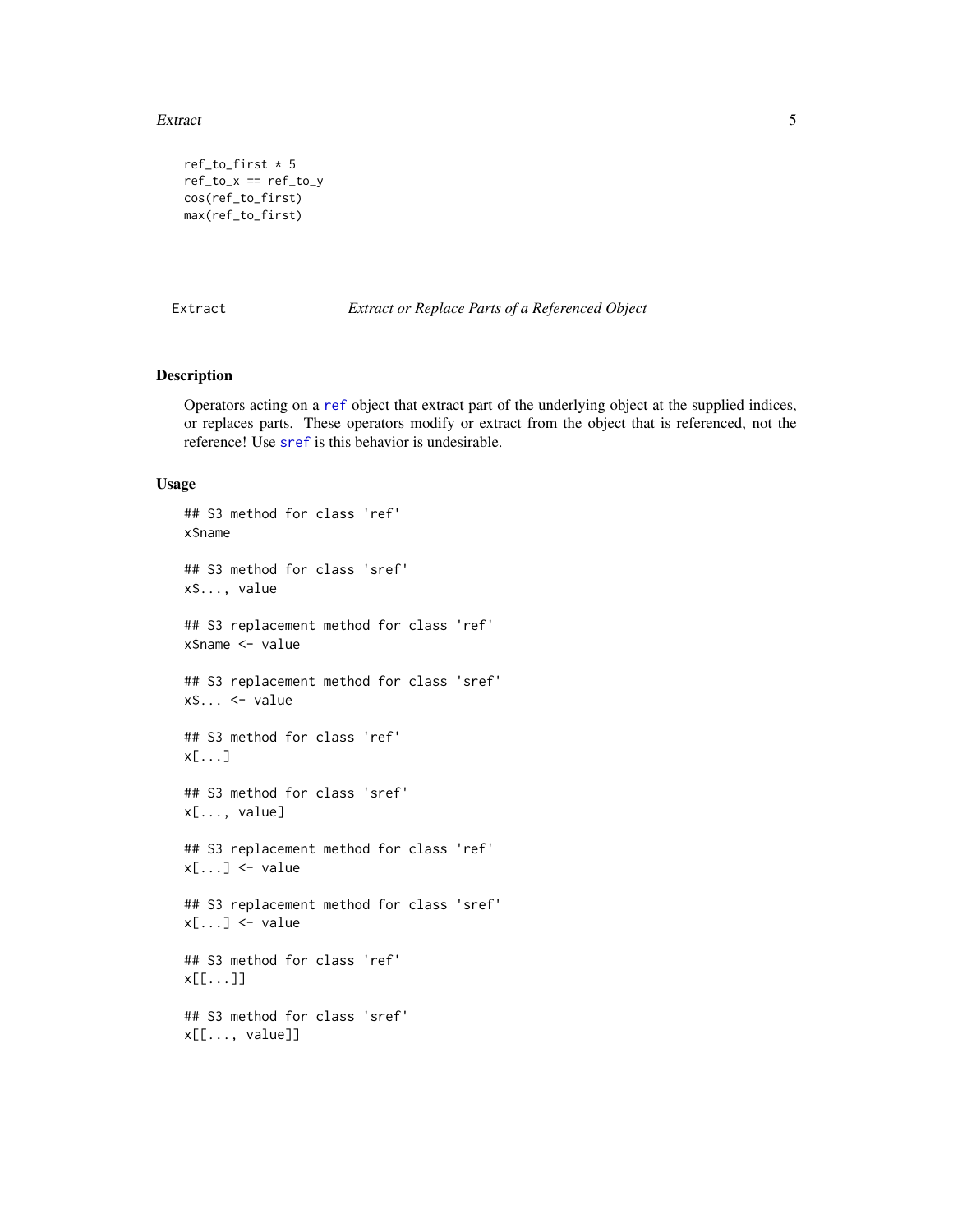```
ref_to_first * 5
ref_to_x == ref_to_y
cos(ref_to_first)
max(ref_to_first)
```

---

Extract    *Extract or Replace Parts of a Referenced Object*

---

## Description

Operators acting on a ref object that extract part of the underlying object at the supplied indices, or replaces parts. These operators modify or extract from the object that is referenced, not the reference! Use sref is this behavior is undesirable.

## Usage

```
## S3 method for class 'ref'
x$name

## S3 method for class 'sref'
x$..., value

## S3 replacement method for class 'ref'
x$name <- value

## S3 replacement method for class 'sref'
x$... <- value

## S3 method for class 'ref'
x[...]

## S3 method for class 'sref'
x[..., value]

## S3 replacement method for class 'ref'
x[...] <- value

## S3 replacement method for class 'sref'
x[...] <- value

## S3 method for class 'ref'
x[[...]]

## S3 method for class 'sref'
x[[..., value]]
```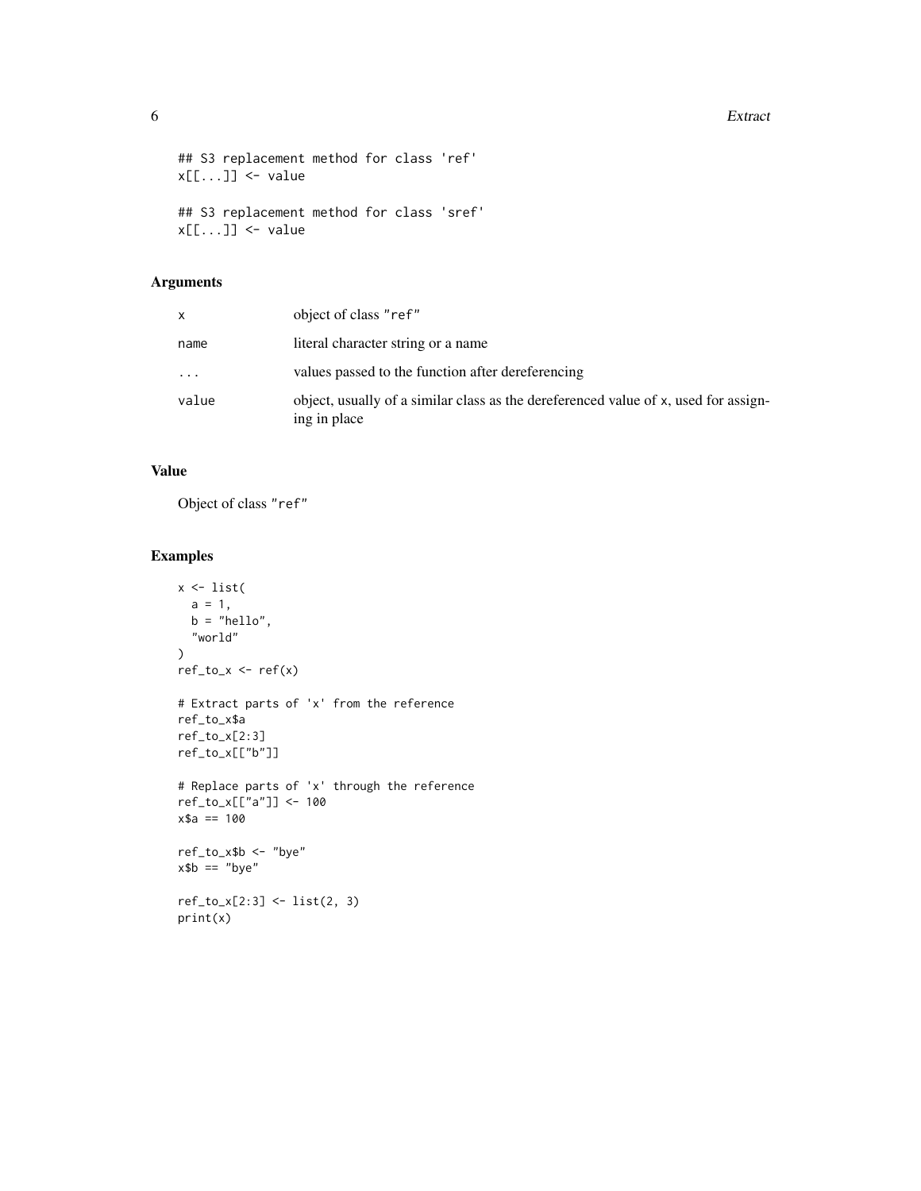```
## S3 replacement method for class 'ref'
x[[...]] <- value

## S3 replacement method for class 'sref'
x[[...]] <- value
```

## Arguments

| | |
|---|---|
| x | object of class "ref" |
| name | literal character string or a name |
| ... | values passed to the function after dereferencing |
| value | object, usually of a similar class as the dereferenced value of x, used for assigning in place |

## Value

Object of class "ref"

## Examples

```
x <- list(
  a = 1,
  b = "hello",
  "world"
)
ref_to_x <- ref(x)

# Extract parts of 'x' from the reference
ref_to_x$a
ref_to_x[2:3]
ref_to_x[["b"]]

# Replace parts of 'x' through the reference
ref_to_x[["a"]] <- 100
x$a == 100

ref_to_x$b <- "bye"
x$b == "bye"

ref_to_x[2:3] <- list(2, 3)
print(x)
```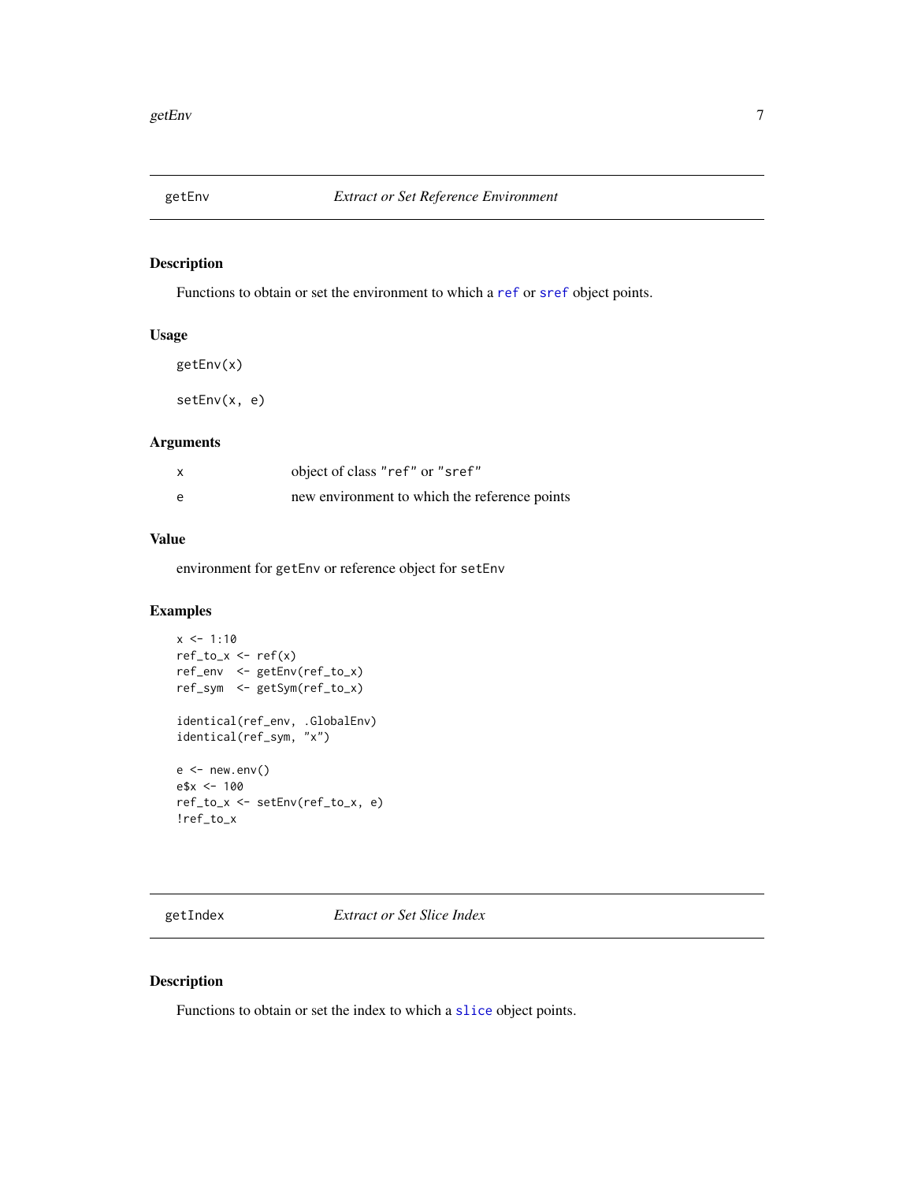## getEnv — *Extract or Set Reference Environment*

### Description

Functions to obtain or set the environment to which a `ref` or `sref` object points.

### Usage

```
getEnv(x)

setEnv(x, e)
```

### Arguments

| | |
|---|---|
| x | object of class "ref" or "sref" |
| e | new environment to which the reference points |

### Value

environment for `getEnv` or reference object for `setEnv`

### Examples

```
x <- 1:10
ref_to_x <- ref(x)
ref_env  <- getEnv(ref_to_x)
ref_sym  <- getSym(ref_to_x)

identical(ref_env, .GlobalEnv)
identical(ref_sym, "x")

e <- new.env()
e$x <- 100
ref_to_x <- setEnv(ref_to_x, e)
!ref_to_x
```

## getIndex — *Extract or Set Slice Index*

### Description

Functions to obtain or set the index to which a `slice` object points.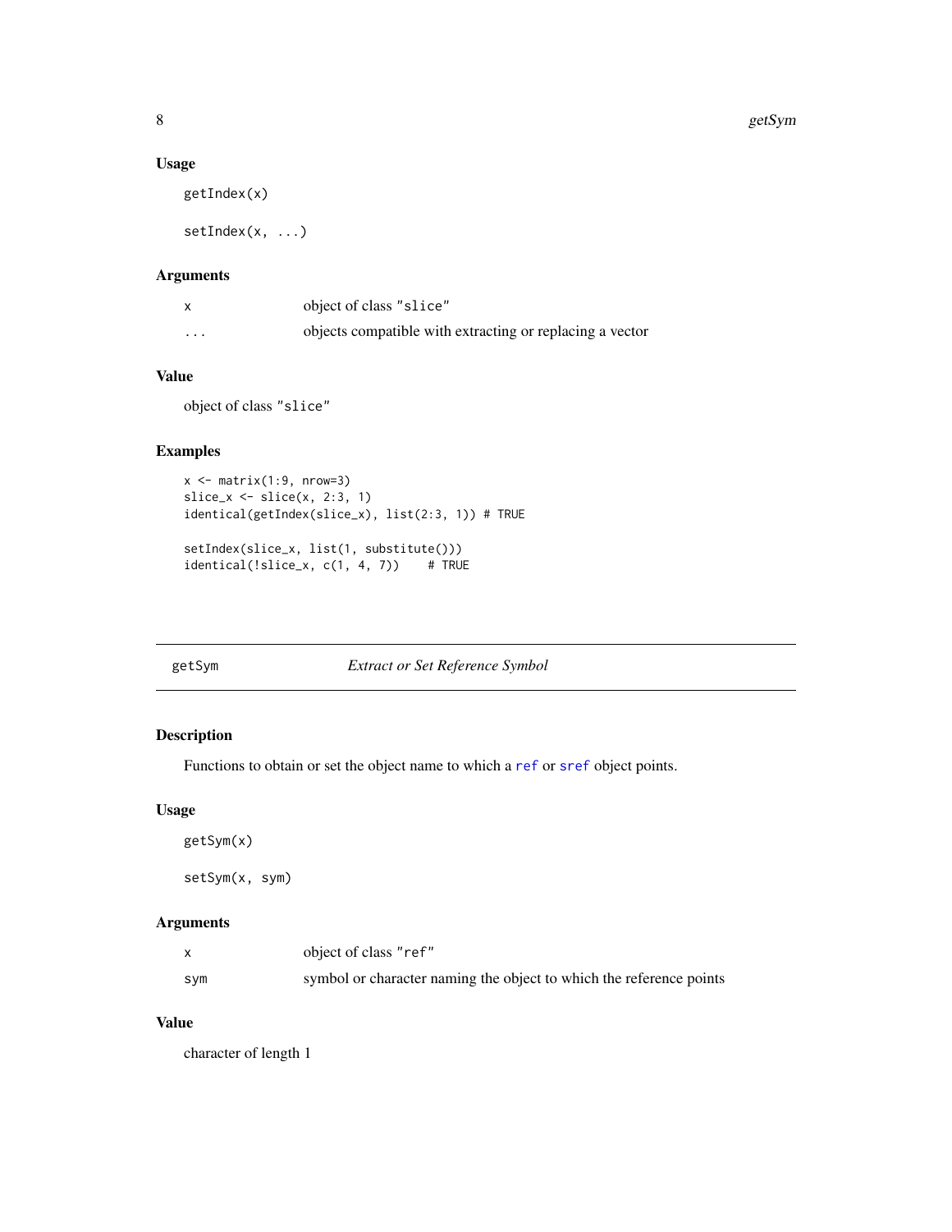## Usage

```
getIndex(x)

setIndex(x, ...)
```

## Arguments

| | |
|---|---|
| x | object of class "slice" |
| ... | objects compatible with extracting or replacing a vector |

## Value

object of class "slice"

## Examples

```
x <- matrix(1:9, nrow=3)
slice_x <- slice(x, 2:3, 1)
identical(getIndex(slice_x), list(2:3, 1)) # TRUE

setIndex(slice_x, list(1, substitute()))
identical(!slice_x, c(1, 4, 7))    # TRUE
```

---

# getSym — *Extract or Set Reference Symbol*

## Description

Functions to obtain or set the object name to which a `ref` or `sref` object points.

## Usage

```
getSym(x)

setSym(x, sym)
```

## Arguments

| | |
|---|---|
| x | object of class "ref" |
| sym | symbol or character naming the object to which the reference points |

## Value

character of length 1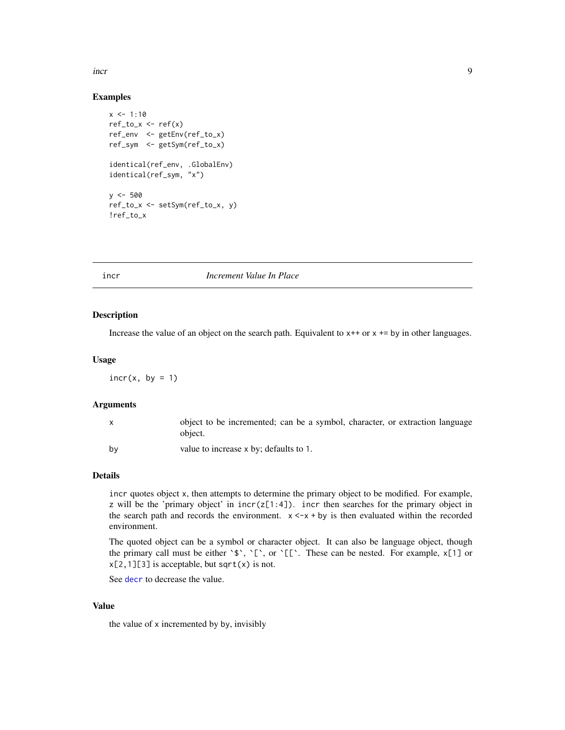## Examples

```
x <- 1:10
ref_to_x <- ref(x)
ref_env  <- getEnv(ref_to_x)
ref_sym  <- getSym(ref_to_x)

identical(ref_env, .GlobalEnv)
identical(ref_sym, "x")

y <- 500
ref_to_x <- setSym(ref_to_x, y)
!ref_to_x
```

---

# incr — *Increment Value In Place*

## Description

Increase the value of an object on the search path. Equivalent to `x++` or `x += by` in other languages.

## Usage

```
incr(x, by = 1)
```

## Arguments

| | |
|---|---|
| `x` | object to be incremented; can be a symbol, character, or extraction language object. |
| `by` | value to increase `x` by; defaults to `1`. |

## Details

`incr` quotes object `x`, then attempts to determine the primary object to be modified. For example, `z` will be the 'primary object' in `incr(z[1:4])`. `incr` then searches for the primary object in the search path and records the environment. `x <- x + by` is then evaluated within the recorded environment.

The quoted object can be a symbol or character object. It can also be language object, though the primary call must be either `` `$` ``, `` `[` ``, or `` `[[` ``. These can be nested. For example, `x[1]` or `x[2,1][3]` is acceptable, but `sqrt(x)` is not.

See `decr` to decrease the value.

## Value

the value of `x` incremented by `by`, invisibly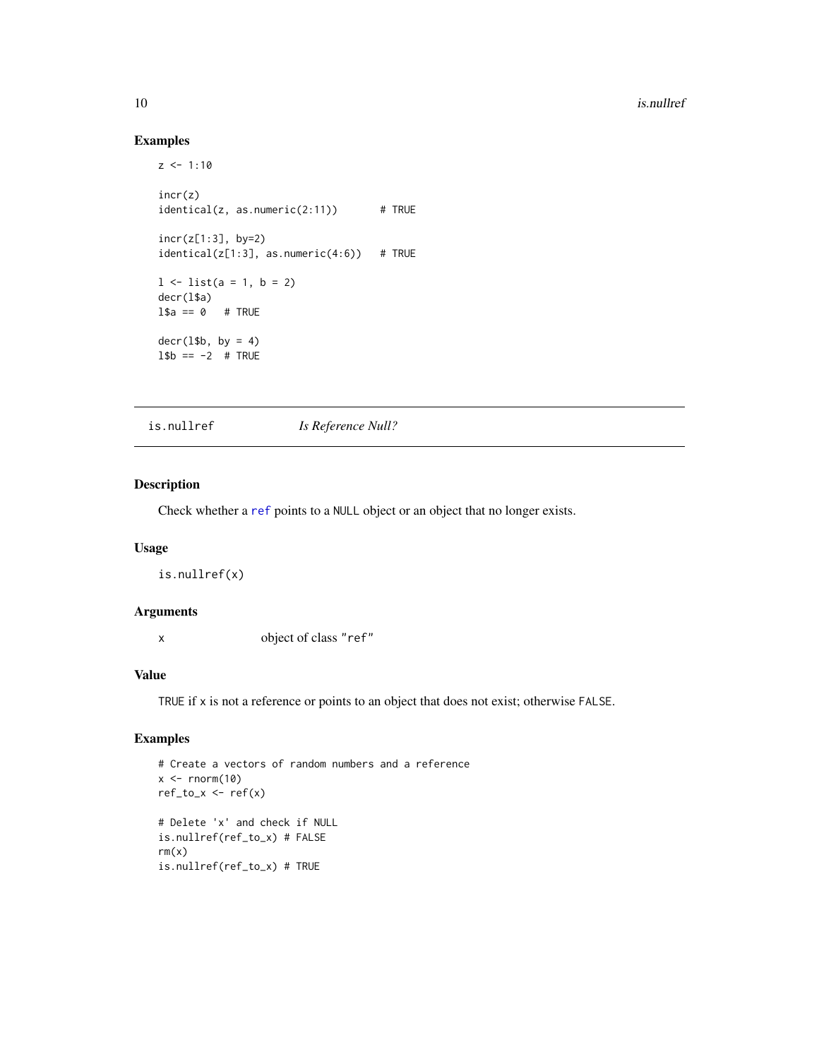## Examples

```
z <- 1:10

incr(z)
identical(z, as.numeric(2:11))       # TRUE

incr(z[1:3], by=2)
identical(z[1:3], as.numeric(4:6))   # TRUE

l <- list(a = 1, b = 2)
decr(l$a)
l$a == 0   # TRUE

decr(l$b, by = 4)
l$b == -2  # TRUE
```

---

`is.nullref` &nbsp;&nbsp;&nbsp;&nbsp;&nbsp;&nbsp;&nbsp;&nbsp; *Is Reference Null?*

---

## Description

Check whether a `ref` points to a `NULL` object or an object that no longer exists.

## Usage

```
is.nullref(x)
```

## Arguments

| | |
|---|---|
| `x` | object of class `"ref"` |

## Value

`TRUE` if `x` is not a reference or points to an object that does not exist; otherwise `FALSE`.

## Examples

```
# Create a vectors of random numbers and a reference
x <- rnorm(10)
ref_to_x <- ref(x)

# Delete 'x' and check if NULL
is.nullref(ref_to_x) # FALSE
rm(x)
is.nullref(ref_to_x) # TRUE
```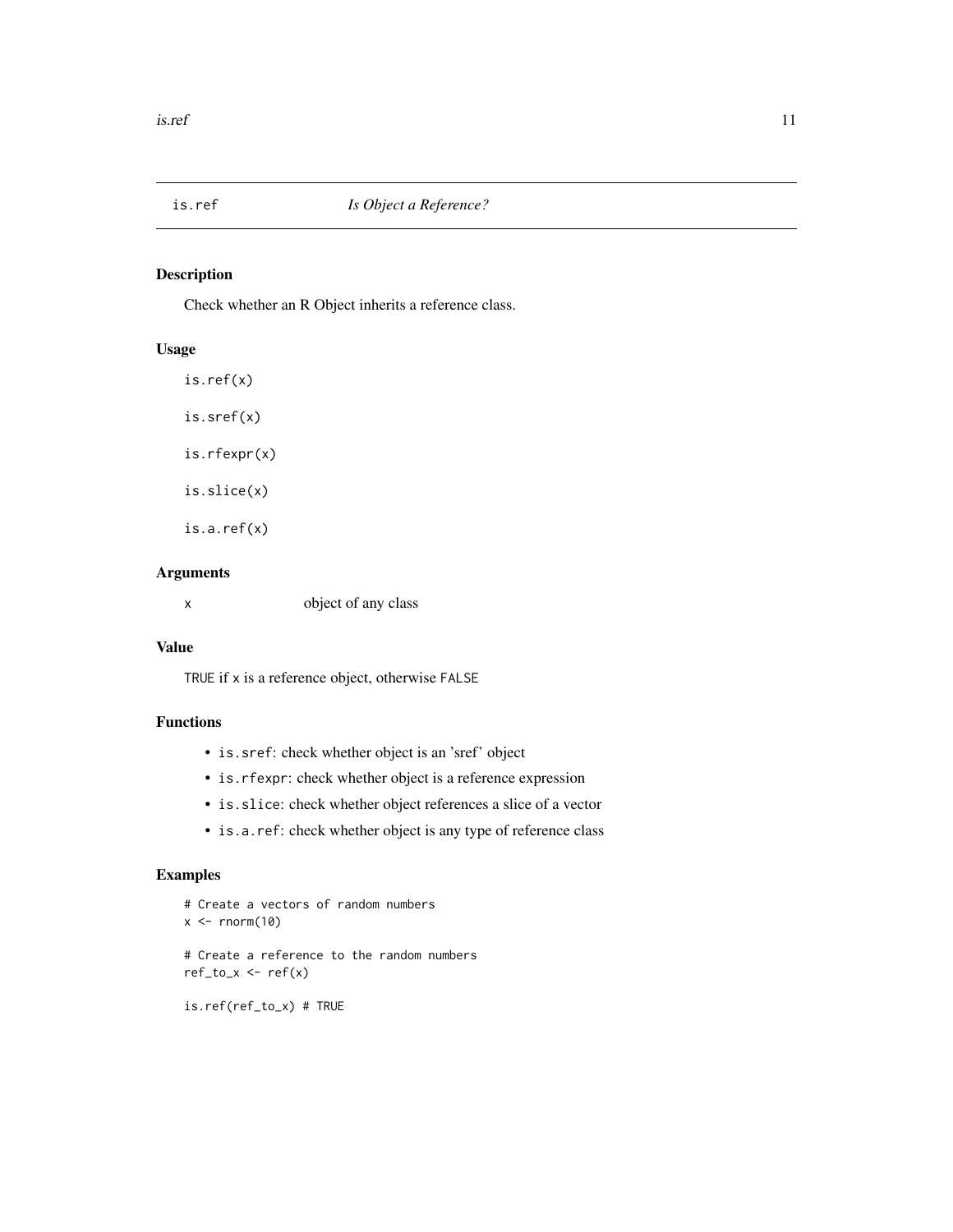## is.ref — *Is Object a Reference?*

### Description

Check whether an R Object inherits a reference class.

### Usage

```
is.ref(x)

is.sref(x)

is.rfexpr(x)

is.slice(x)

is.a.ref(x)
```

### Arguments

| | |
|---|---|
| x | object of any class |

### Value

`TRUE` if `x` is a reference object, otherwise `FALSE`

### Functions

- `is.sref`: check whether object is an 'sref' object
- `is.rfexpr`: check whether object is a reference expression
- `is.slice`: check whether object references a slice of a vector
- `is.a.ref`: check whether object is any type of reference class

### Examples

```
# Create a vectors of random numbers
x <- rnorm(10)

# Create a reference to the random numbers
ref_to_x <- ref(x)

is.ref(ref_to_x) # TRUE
```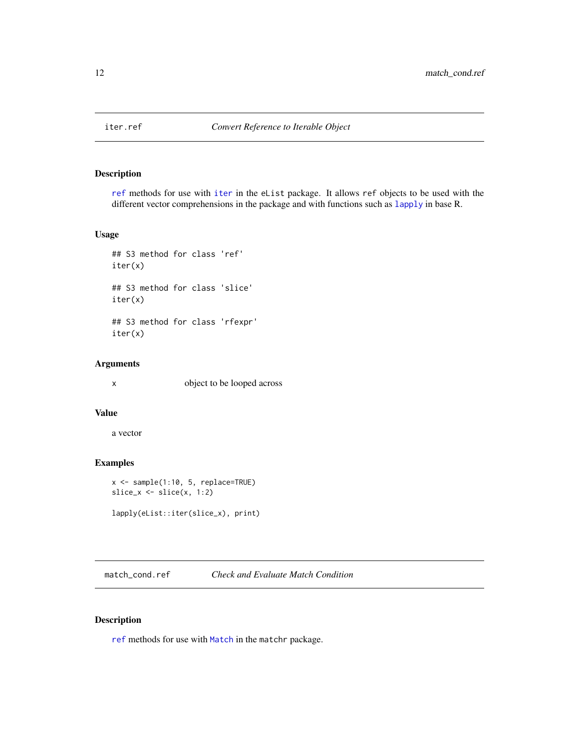## iter.ref — *Convert Reference to Iterable Object*

### Description

ref methods for use with iter in the eList package. It allows ref objects to be used with the different vector comprehensions in the package and with functions such as lapply in base R.

### Usage

```
## S3 method for class 'ref'
iter(x)

## S3 method for class 'slice'
iter(x)

## S3 method for class 'rfexpr'
iter(x)
```

### Arguments

| | |
|---|---|
| x | object to be looped across |

### Value

a vector

### Examples

```
x <- sample(1:10, 5, replace=TRUE)
slice_x <- slice(x, 1:2)

lapply(eList::iter(slice_x), print)
```

## match_cond.ref — *Check and Evaluate Match Condition*

### Description

ref methods for use with Match in the matchr package.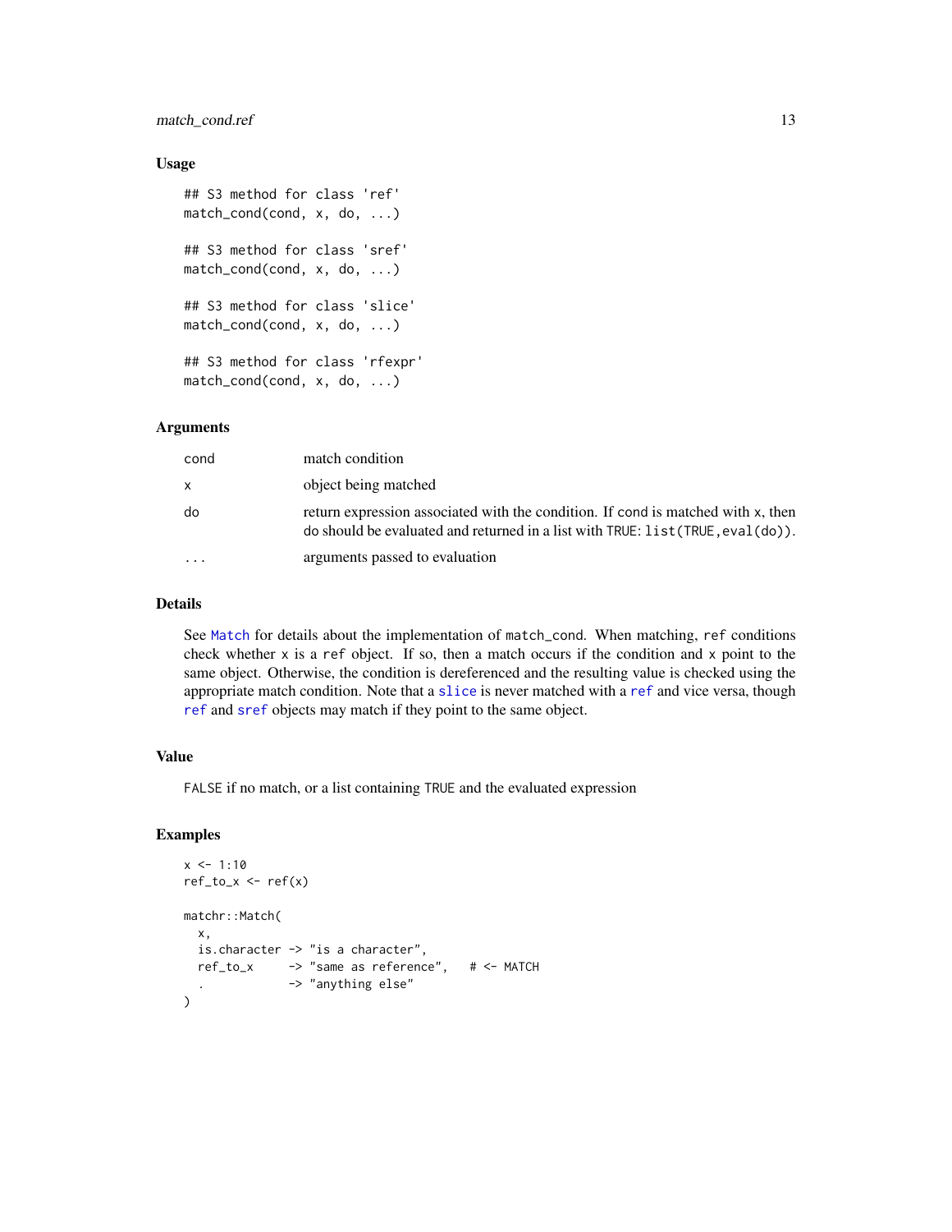### Usage

```
## S3 method for class 'ref'
match_cond(cond, x, do, ...)

## S3 method for class 'sref'
match_cond(cond, x, do, ...)

## S3 method for class 'slice'
match_cond(cond, x, do, ...)

## S3 method for class 'rfexpr'
match_cond(cond, x, do, ...)
```

### Arguments

| | |
|---|---|
| cond | match condition |
| x | object being matched |
| do | return expression associated with the condition. If cond is matched with x, then do should be evaluated and returned in a list with TRUE: list(TRUE,eval(do)). |
| ... | arguments passed to evaluation |

### Details

See Match for details about the implementation of match_cond. When matching, ref conditions check whether x is a ref object. If so, then a match occurs if the condition and x point to the same object. Otherwise, the condition is dereferenced and the resulting value is checked using the appropriate match condition. Note that a slice is never matched with a ref and vice versa, though ref and sref objects may match if they point to the same object.

### Value

FALSE if no match, or a list containing TRUE and the evaluated expression

### Examples

```
x <- 1:10
ref_to_x <- ref(x)

matchr::Match(
  x,
  is.character -> "is a character",
  ref_to_x     -> "same as reference",   # <- MATCH
  .            -> "anything else"
)
```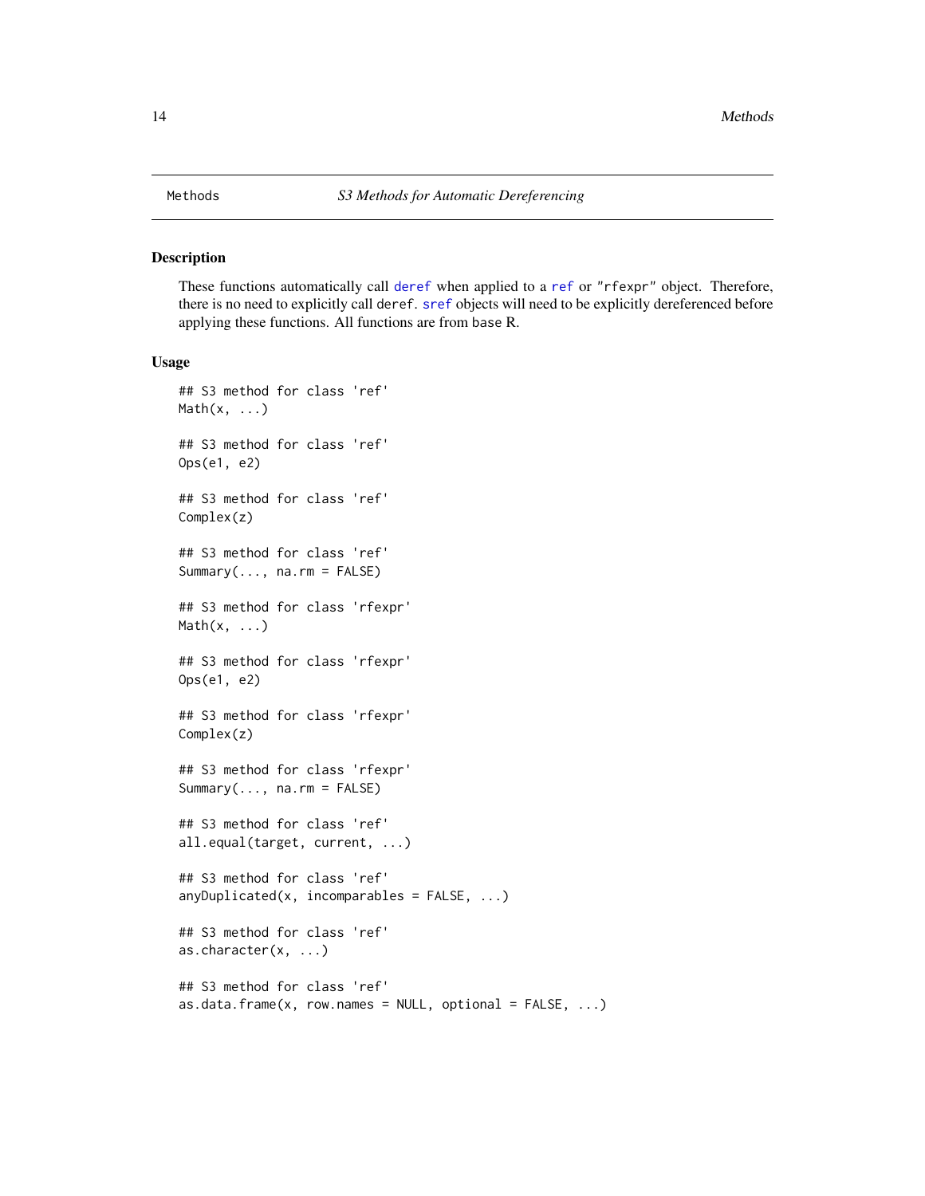# Methods — *S3 Methods for Automatic Dereferencing*

## Description

These functions automatically call `deref` when applied to a `ref` or `"rfexpr"` object. Therefore, there is no need to explicitly call `deref`. `sref` objects will need to be explicitly dereferenced before applying these functions. All functions are from base R.

## Usage

```
## S3 method for class 'ref'
Math(x, ...)

## S3 method for class 'ref'
Ops(e1, e2)

## S3 method for class 'ref'
Complex(z)

## S3 method for class 'ref'
Summary(..., na.rm = FALSE)

## S3 method for class 'rfexpr'
Math(x, ...)

## S3 method for class 'rfexpr'
Ops(e1, e2)

## S3 method for class 'rfexpr'
Complex(z)

## S3 method for class 'rfexpr'
Summary(..., na.rm = FALSE)

## S3 method for class 'ref'
all.equal(target, current, ...)

## S3 method for class 'ref'
anyDuplicated(x, incomparables = FALSE, ...)

## S3 method for class 'ref'
as.character(x, ...)

## S3 method for class 'ref'
as.data.frame(x, row.names = NULL, optional = FALSE, ...)
```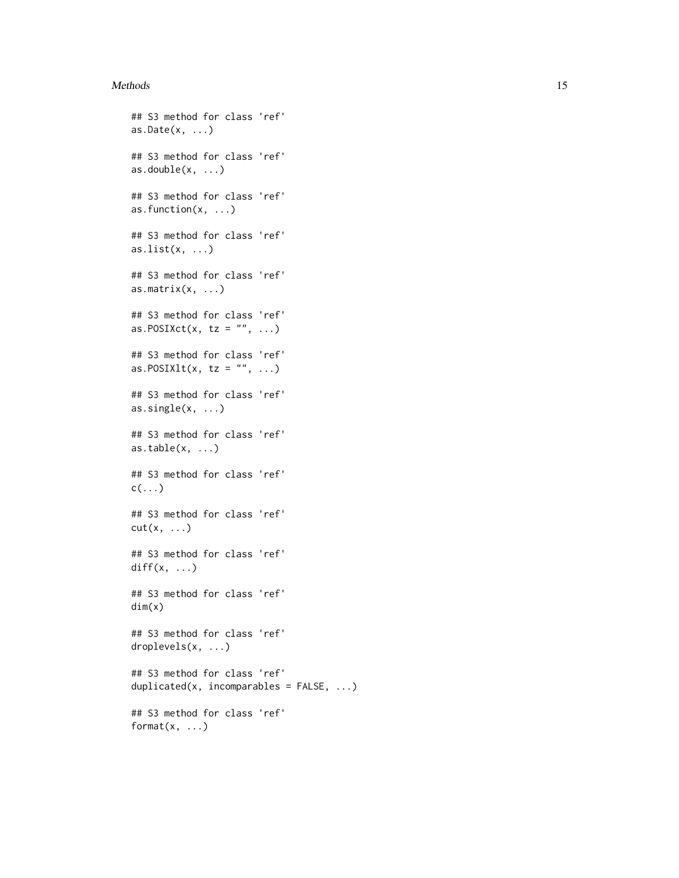```
## S3 method for class 'ref'
as.Date(x, ...)

## S3 method for class 'ref'
as.double(x, ...)

## S3 method for class 'ref'
as.function(x, ...)

## S3 method for class 'ref'
as.list(x, ...)

## S3 method for class 'ref'
as.matrix(x, ...)

## S3 method for class 'ref'
as.POSIXct(x, tz = "", ...)

## S3 method for class 'ref'
as.POSIXlt(x, tz = "", ...)

## S3 method for class 'ref'
as.single(x, ...)

## S3 method for class 'ref'
as.table(x, ...)

## S3 method for class 'ref'
c(...)

## S3 method for class 'ref'
cut(x, ...)

## S3 method for class 'ref'
diff(x, ...)

## S3 method for class 'ref'
dim(x)

## S3 method for class 'ref'
droplevels(x, ...)

## S3 method for class 'ref'
duplicated(x, incomparables = FALSE, ...)

## S3 method for class 'ref'
format(x, ...)
```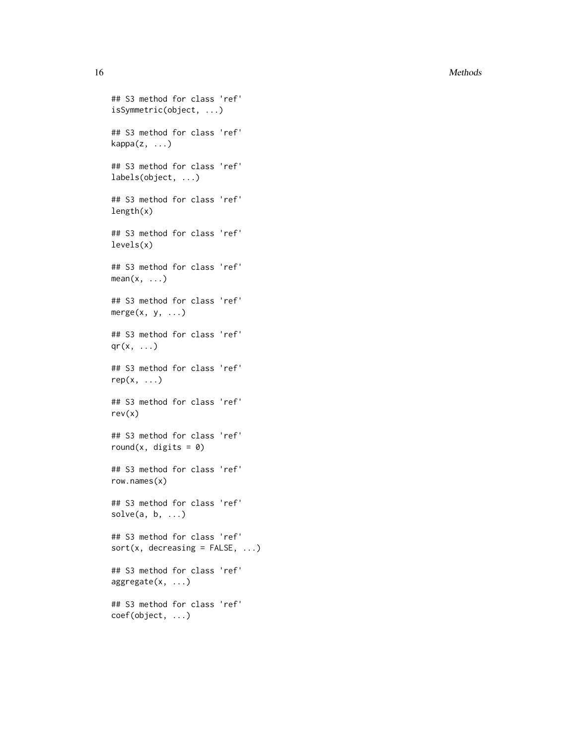```
## S3 method for class 'ref'
isSymmetric(object, ...)

## S3 method for class 'ref'
kappa(z, ...)

## S3 method for class 'ref'
labels(object, ...)

## S3 method for class 'ref'
length(x)

## S3 method for class 'ref'
levels(x)

## S3 method for class 'ref'
mean(x, ...)

## S3 method for class 'ref'
merge(x, y, ...)

## S3 method for class 'ref'
qr(x, ...)

## S3 method for class 'ref'
rep(x, ...)

## S3 method for class 'ref'
rev(x)

## S3 method for class 'ref'
round(x, digits = 0)

## S3 method for class 'ref'
row.names(x)

## S3 method for class 'ref'
solve(a, b, ...)

## S3 method for class 'ref'
sort(x, decreasing = FALSE, ...)

## S3 method for class 'ref'
aggregate(x, ...)

## S3 method for class 'ref'
coef(object, ...)
```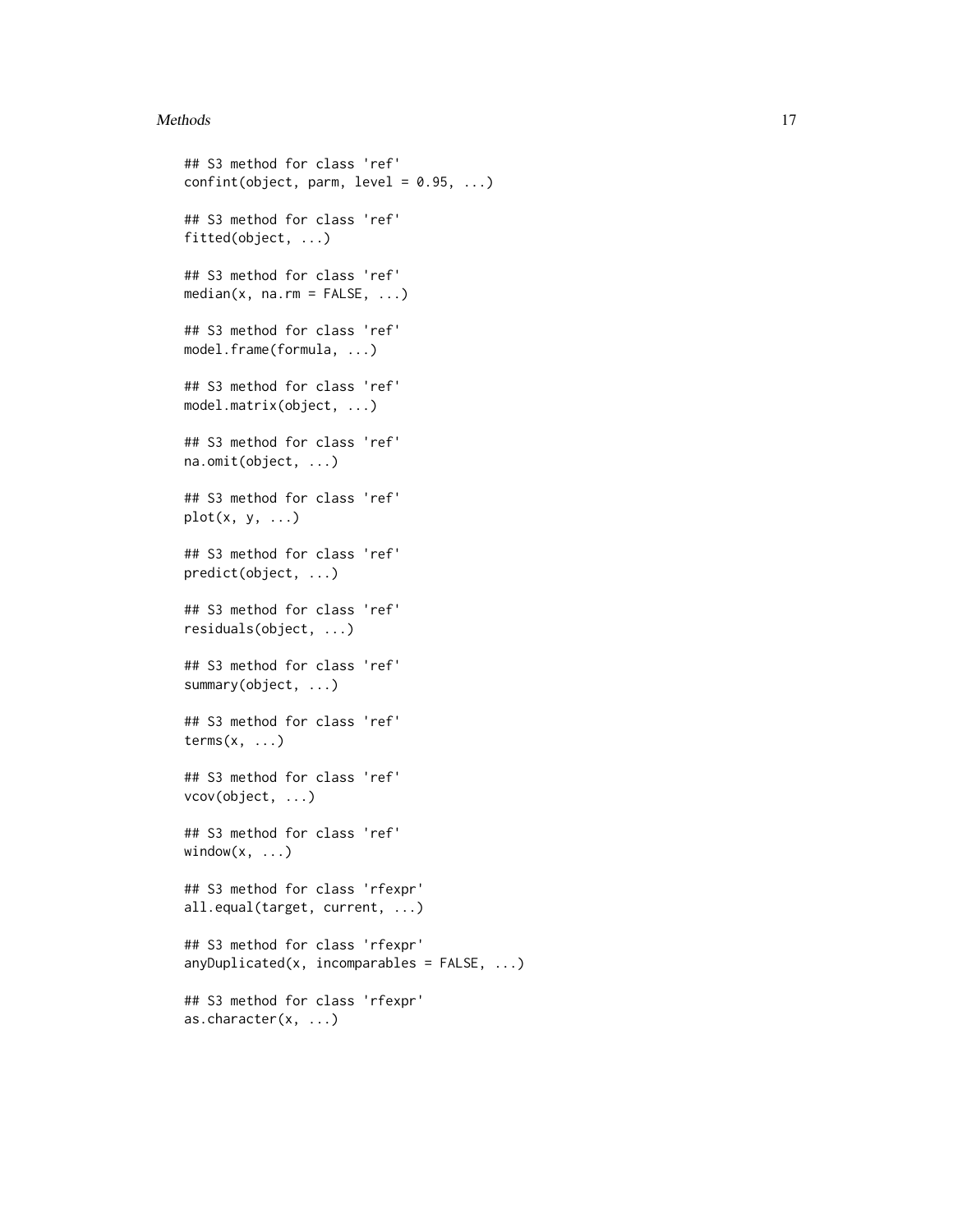```
## S3 method for class 'ref'
confint(object, parm, level = 0.95, ...)

## S3 method for class 'ref'
fitted(object, ...)

## S3 method for class 'ref'
median(x, na.rm = FALSE, ...)

## S3 method for class 'ref'
model.frame(formula, ...)

## S3 method for class 'ref'
model.matrix(object, ...)

## S3 method for class 'ref'
na.omit(object, ...)

## S3 method for class 'ref'
plot(x, y, ...)

## S3 method for class 'ref'
predict(object, ...)

## S3 method for class 'ref'
residuals(object, ...)

## S3 method for class 'ref'
summary(object, ...)

## S3 method for class 'ref'
terms(x, ...)

## S3 method for class 'ref'
vcov(object, ...)

## S3 method for class 'ref'
window(x, ...)

## S3 method for class 'rfexpr'
all.equal(target, current, ...)

## S3 method for class 'rfexpr'
anyDuplicated(x, incomparables = FALSE, ...)

## S3 method for class 'rfexpr'
as.character(x, ...)
```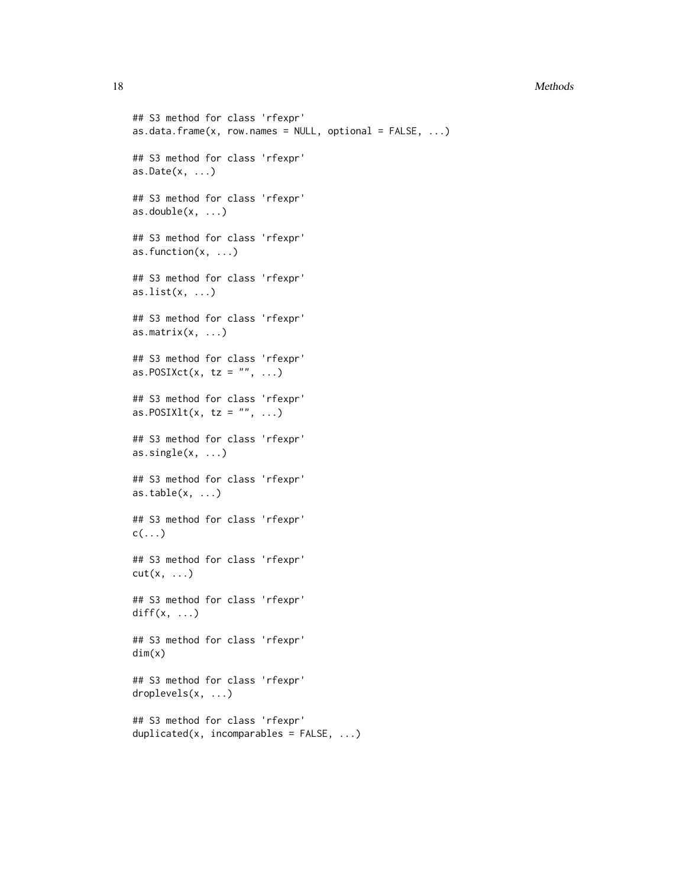```
## S3 method for class 'rfexpr'
as.data.frame(x, row.names = NULL, optional = FALSE, ...)

## S3 method for class 'rfexpr'
as.Date(x, ...)

## S3 method for class 'rfexpr'
as.double(x, ...)

## S3 method for class 'rfexpr'
as.function(x, ...)

## S3 method for class 'rfexpr'
as.list(x, ...)

## S3 method for class 'rfexpr'
as.matrix(x, ...)

## S3 method for class 'rfexpr'
as.POSIXct(x, tz = "", ...)

## S3 method for class 'rfexpr'
as.POSIXlt(x, tz = "", ...)

## S3 method for class 'rfexpr'
as.single(x, ...)

## S3 method for class 'rfexpr'
as.table(x, ...)

## S3 method for class 'rfexpr'
c(...)

## S3 method for class 'rfexpr'
cut(x, ...)

## S3 method for class 'rfexpr'
diff(x, ...)

## S3 method for class 'rfexpr'
dim(x)

## S3 method for class 'rfexpr'
droplevels(x, ...)

## S3 method for class 'rfexpr'
duplicated(x, incomparables = FALSE, ...)
```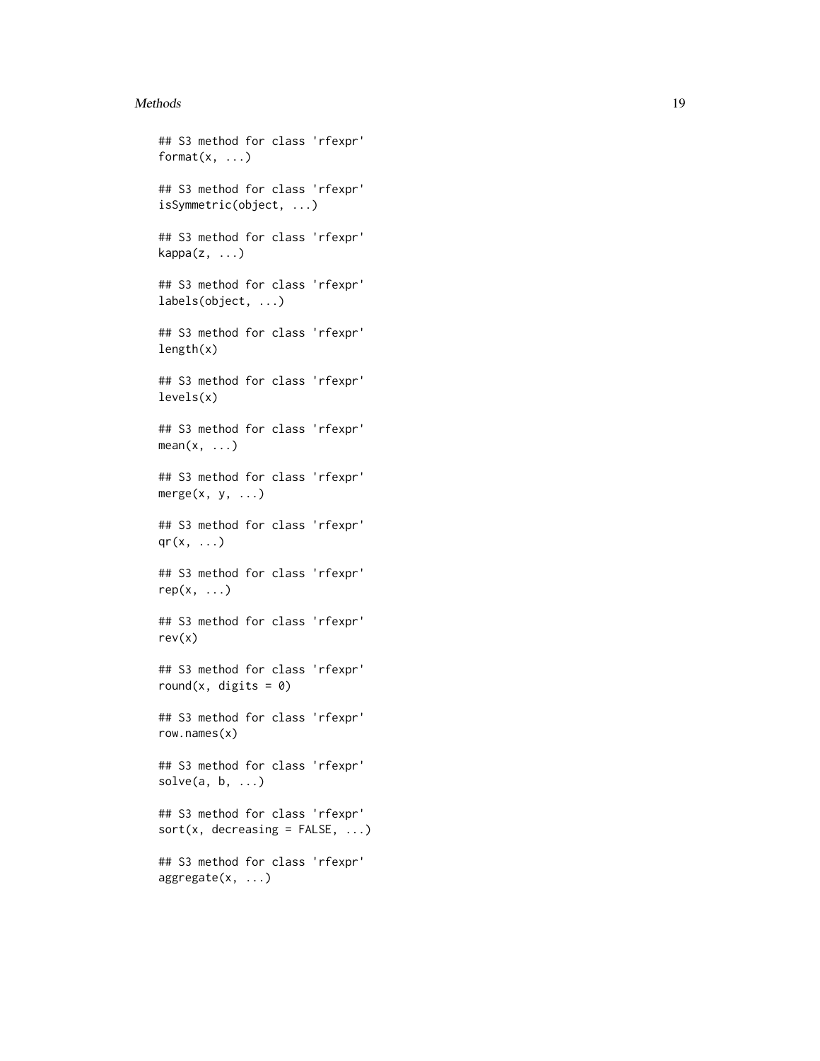```
## S3 method for class 'rfexpr'
format(x, ...)

## S3 method for class 'rfexpr'
isSymmetric(object, ...)

## S3 method for class 'rfexpr'
kappa(z, ...)

## S3 method for class 'rfexpr'
labels(object, ...)

## S3 method for class 'rfexpr'
length(x)

## S3 method for class 'rfexpr'
levels(x)

## S3 method for class 'rfexpr'
mean(x, ...)

## S3 method for class 'rfexpr'
merge(x, y, ...)

## S3 method for class 'rfexpr'
qr(x, ...)

## S3 method for class 'rfexpr'
rep(x, ...)

## S3 method for class 'rfexpr'
rev(x)

## S3 method for class 'rfexpr'
round(x, digits = 0)

## S3 method for class 'rfexpr'
row.names(x)

## S3 method for class 'rfexpr'
solve(a, b, ...)

## S3 method for class 'rfexpr'
sort(x, decreasing = FALSE, ...)

## S3 method for class 'rfexpr'
aggregate(x, ...)
```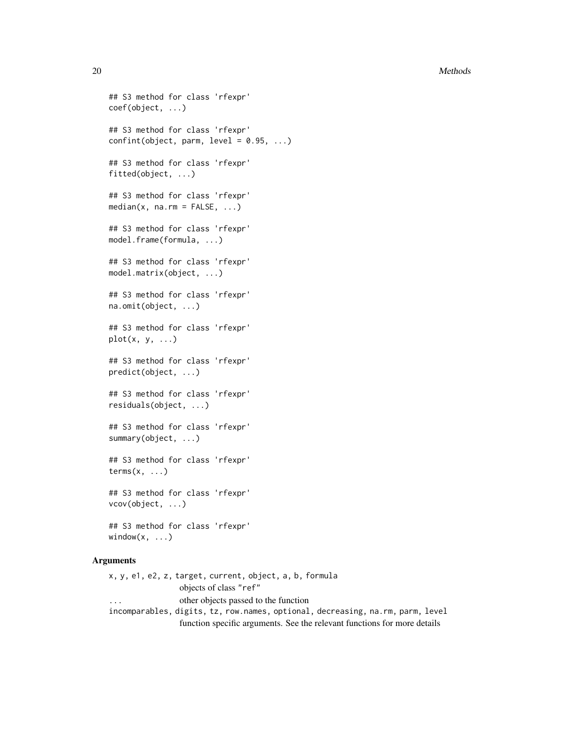```
## S3 method for class 'rfexpr'
coef(object, ...)

## S3 method for class 'rfexpr'
confint(object, parm, level = 0.95, ...)

## S3 method for class 'rfexpr'
fitted(object, ...)

## S3 method for class 'rfexpr'
median(x, na.rm = FALSE, ...)

## S3 method for class 'rfexpr'
model.frame(formula, ...)

## S3 method for class 'rfexpr'
model.matrix(object, ...)

## S3 method for class 'rfexpr'
na.omit(object, ...)

## S3 method for class 'rfexpr'
plot(x, y, ...)

## S3 method for class 'rfexpr'
predict(object, ...)

## S3 method for class 'rfexpr'
residuals(object, ...)

## S3 method for class 'rfexpr'
summary(object, ...)

## S3 method for class 'rfexpr'
terms(x, ...)

## S3 method for class 'rfexpr'
vcov(object, ...)

## S3 method for class 'rfexpr'
window(x, ...)
```

### Arguments

`x, y, e1, e2, z, target, current, object, a, b, formula`
: objects of class "ref"

`...`
: other objects passed to the function

`incomparables, digits, tz, row.names, optional, decreasing, na.rm, parm, level`
: function specific arguments. See the relevant functions for more details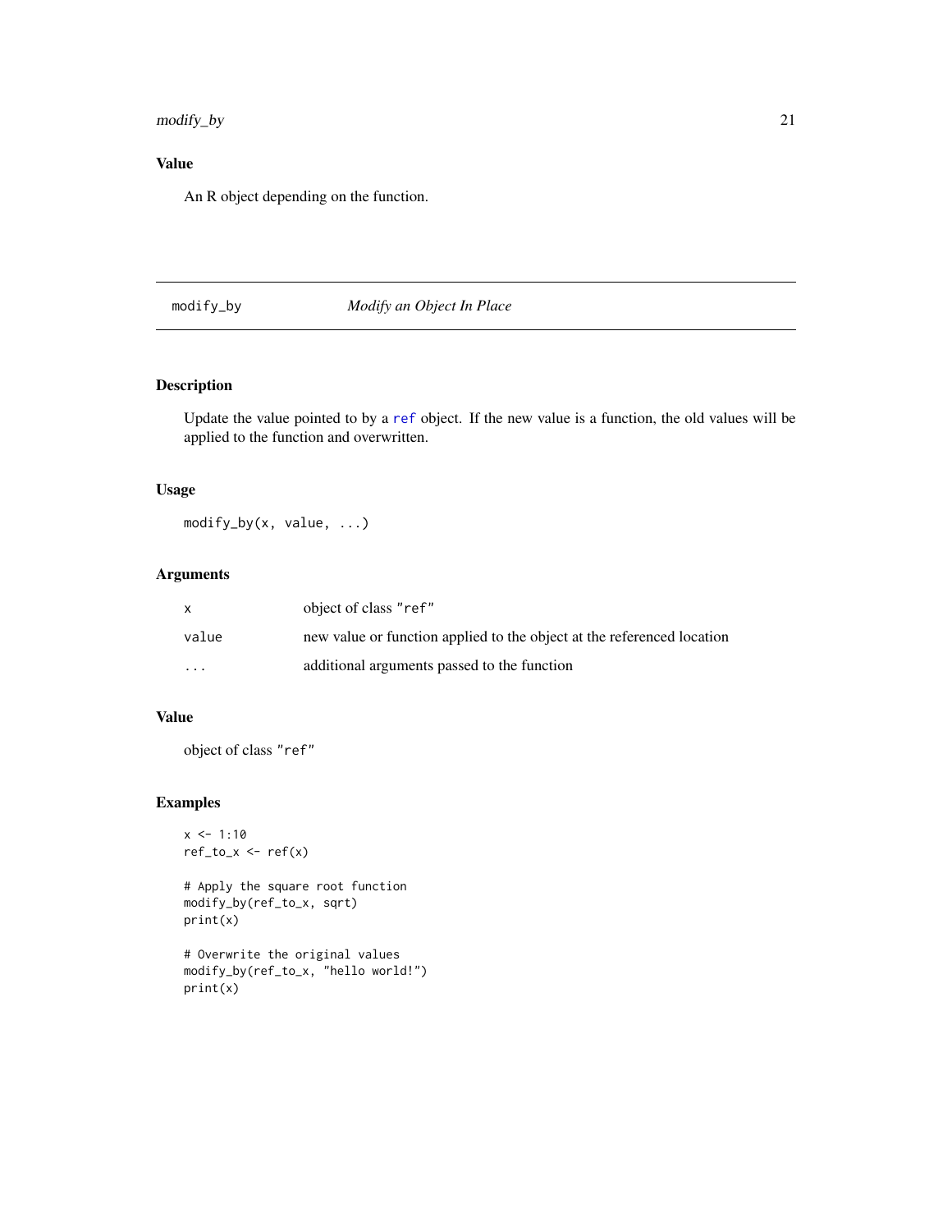### Value

An R object depending on the function.

---

## modify_by — *Modify an Object In Place*

### Description

Update the value pointed to by a ref object. If the new value is a function, the old values will be applied to the function and overwritten.

### Usage

```
modify_by(x, value, ...)
```

### Arguments

| | |
|---|---|
| x | object of class "ref" |
| value | new value or function applied to the object at the referenced location |
| ... | additional arguments passed to the function |

### Value

object of class "ref"

### Examples

```
x <- 1:10
ref_to_x <- ref(x)

# Apply the square root function
modify_by(ref_to_x, sqrt)
print(x)

# Overwrite the original values
modify_by(ref_to_x, "hello world!")
print(x)
```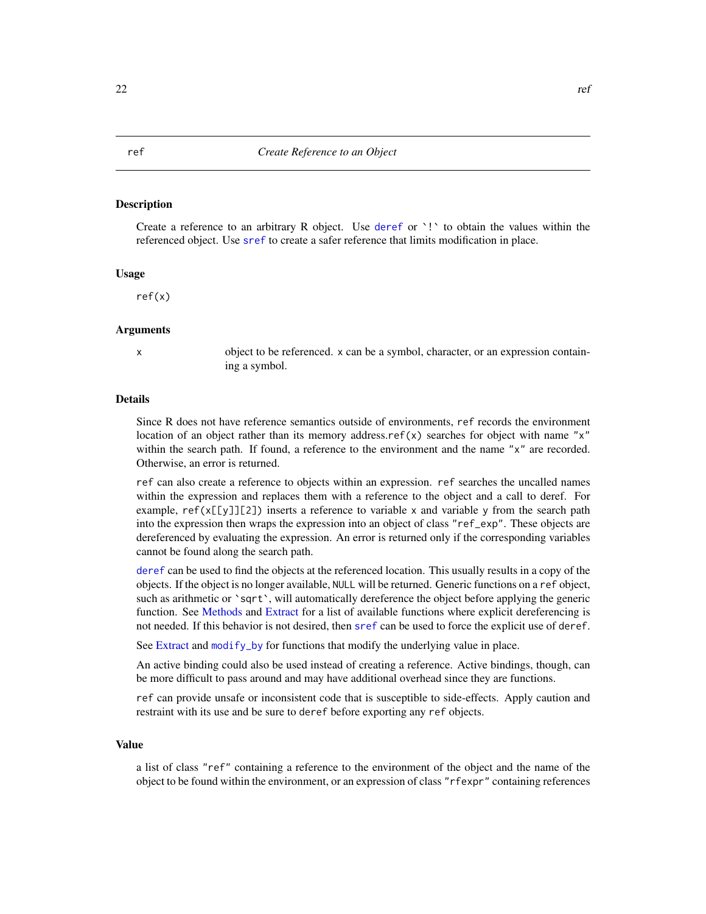## ref — *Create Reference to an Object*

### Description

Create a reference to an arbitrary R object. Use `deref` or `` `!` `` to obtain the values within the referenced object. Use `sref` to create a safer reference that limits modification in place.

### Usage

```
ref(x)
```

### Arguments

| | |
|---|---|
| `x` | object to be referenced. `x` can be a symbol, character, or an expression containing a symbol. |

### Details

Since R does not have reference semantics outside of environments, `ref` records the environment location of an object rather than its memory address.`ref(x)` searches for object with name `"x"` within the search path. If found, a reference to the environment and the name `"x"` are recorded. Otherwise, an error is returned.

`ref` can also create a reference to objects within an expression. `ref` searches the uncalled names within the expression and replaces them with a reference to the object and a call to deref. For example, `ref(x[[y]][2])` inserts a reference to variable `x` and variable `y` from the search path into the expression then wraps the expression into an object of class `"ref_exp"`. These objects are dereferenced by evaluating the expression. An error is returned only if the corresponding variables cannot be found along the search path.

`deref` can be used to find the objects at the referenced location. This usually results in a copy of the objects. If the object is no longer available, `NULL` will be returned. Generic functions on a `ref` object, such as arithmetic or `` `sqrt` ``, will automatically dereference the object before applying the generic function. See Methods and Extract for a list of available functions where explicit dereferencing is not needed. If this behavior is not desired, then `sref` can be used to force the explicit use of `deref`.

See Extract and `modify_by` for functions that modify the underlying value in place.

An active binding could also be used instead of creating a reference. Active bindings, though, can be more difficult to pass around and may have additional overhead since they are functions.

`ref` can provide unsafe or inconsistent code that is susceptible to side-effects. Apply caution and restraint with its use and be sure to `deref` before exporting any `ref` objects.

### Value

a list of class `"ref"` containing a reference to the environment of the object and the name of the object to be found within the environment, or an expression of class `"rfexpr"` containing references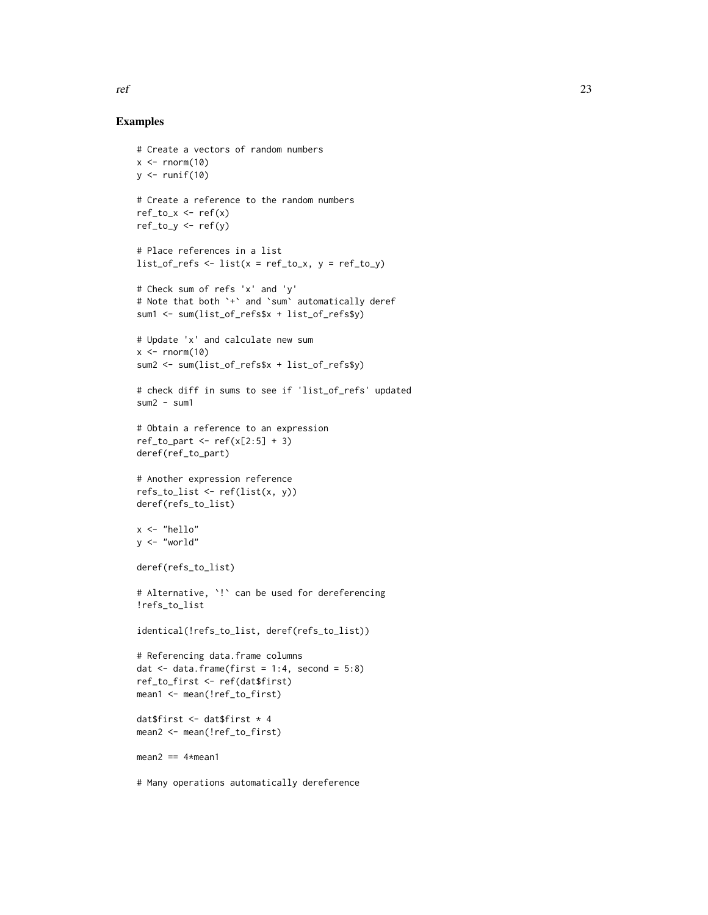## Examples

```
# Create a vectors of random numbers
x <- rnorm(10)
y <- runif(10)

# Create a reference to the random numbers
ref_to_x <- ref(x)
ref_to_y <- ref(y)

# Place references in a list
list_of_refs <- list(x = ref_to_x, y = ref_to_y)

# Check sum of refs 'x' and 'y'
# Note that both `+` and `sum` automatically deref
sum1 <- sum(list_of_refs$x + list_of_refs$y)

# Update 'x' and calculate new sum
x <- rnorm(10)
sum2 <- sum(list_of_refs$x + list_of_refs$y)

# check diff in sums to see if 'list_of_refs' updated
sum2 - sum1

# Obtain a reference to an expression
ref_to_part <- ref(x[2:5] + 3)
deref(ref_to_part)

# Another expression reference
refs_to_list <- ref(list(x, y))
deref(refs_to_list)

x <- "hello"
y <- "world"

deref(refs_to_list)

# Alternative, `!` can be used for dereferencing
!refs_to_list

identical(!refs_to_list, deref(refs_to_list))

# Referencing data.frame columns
dat <- data.frame(first = 1:4, second = 5:8)
ref_to_first <- ref(dat$first)
mean1 <- mean(!ref_to_first)

dat$first <- dat$first * 4
mean2 <- mean(!ref_to_first)

mean2 == 4*mean1

# Many operations automatically dereference
```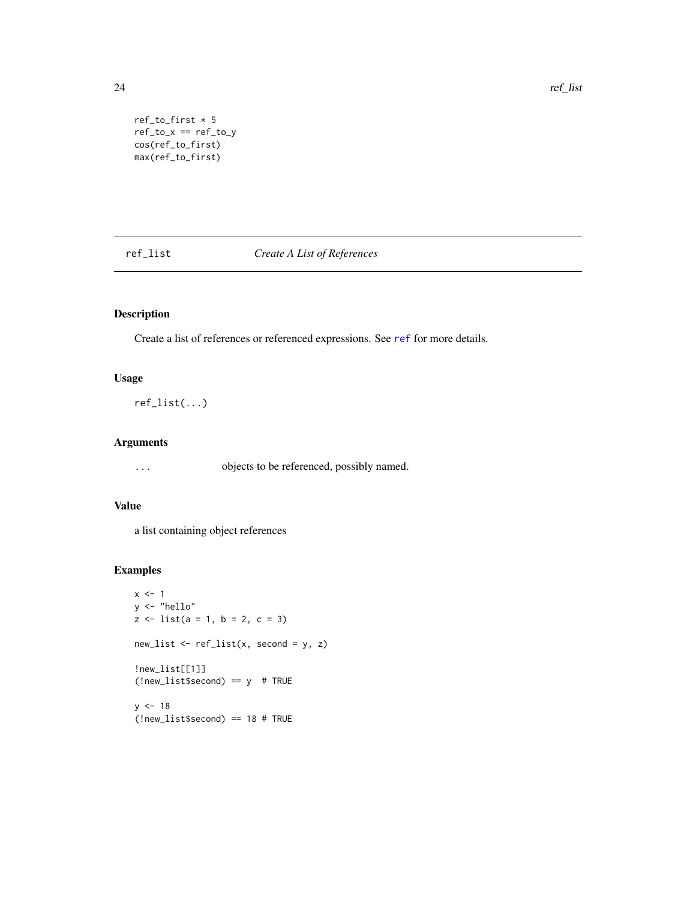```
ref_to_first * 5
ref_to_x == ref_to_y
cos(ref_to_first)
max(ref_to_first)
```

## ref_list — *Create A List of References*

### Description

Create a list of references or referenced expressions. See ref for more details.

### Usage

```
ref_list(...)
```

### Arguments

| | |
|---|---|
| ... | objects to be referenced, possibly named. |

### Value

a list containing object references

### Examples

```
x <- 1
y <- "hello"
z <- list(a = 1, b = 2, c = 3)

new_list <- ref_list(x, second = y, z)

!new_list[[1]]
(!new_list$second) == y  # TRUE

y <- 18
(!new_list$second) == 18 # TRUE
```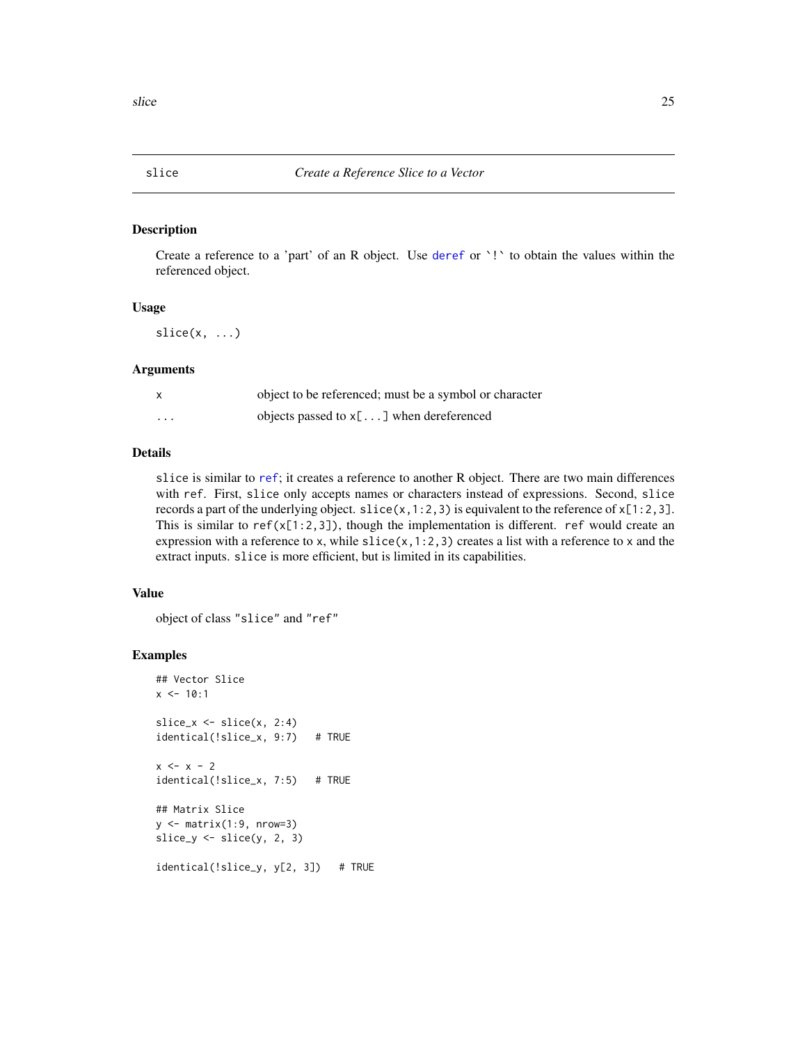# slice — *Create a Reference Slice to a Vector*

## Description

Create a reference to a 'part' of an R object. Use deref or `!` to obtain the values within the referenced object.

## Usage

```
slice(x, ...)
```

## Arguments

| | |
|---|---|
| x | object to be referenced; must be a symbol or character |
| ... | objects passed to x[...] when dereferenced |

## Details

slice is similar to ref; it creates a reference to another R object. There are two main differences with ref. First, slice only accepts names or characters instead of expressions. Second, slice records a part of the underlying object. slice(x,1:2,3) is equivalent to the reference of x[1:2,3]. This is similar to ref(x[1:2,3]), though the implementation is different. ref would create an expression with a reference to x, while slice(x,1:2,3) creates a list with a reference to x and the extract inputs. slice is more efficient, but is limited in its capabilities.

## Value

object of class "slice" and "ref"

## Examples

```
## Vector Slice
x <- 10:1

slice_x <- slice(x, 2:4)
identical(!slice_x, 9:7)   # TRUE

x <- x - 2
identical(!slice_x, 7:5)   # TRUE

## Matrix Slice
y <- matrix(1:9, nrow=3)
slice_y <- slice(y, 2, 3)

identical(!slice_y, y[2, 3])   # TRUE
```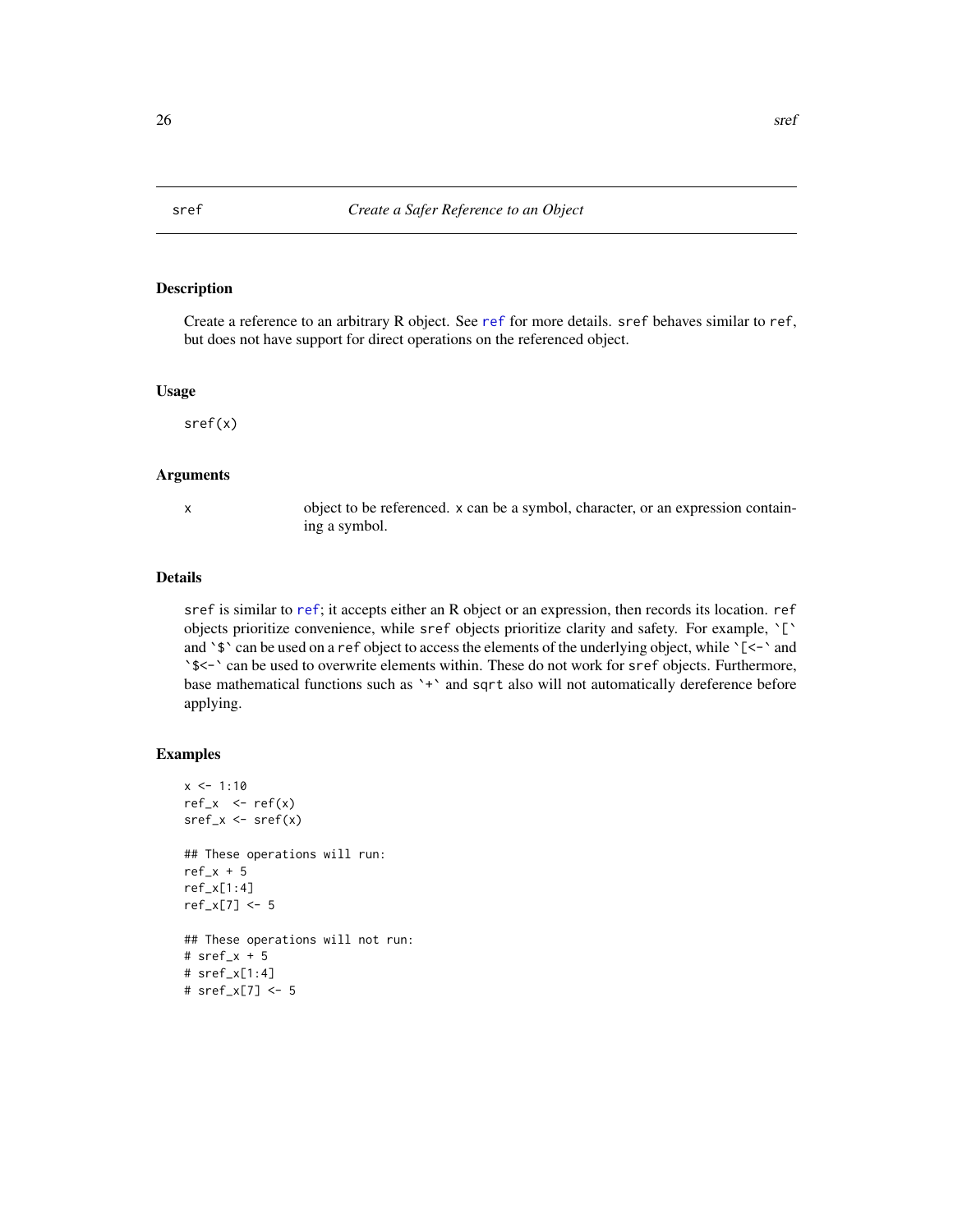# sref — *Create a Safer Reference to an Object*

## Description

Create a reference to an arbitrary R object. See `ref` for more details. `sref` behaves similar to `ref`, but does not have support for direct operations on the referenced object.

## Usage

```
sref(x)
```

## Arguments

| | |
|---|---|
| `x` | object to be referenced. `x` can be a symbol, character, or an expression containing a symbol. |

## Details

`sref` is similar to `ref`; it accepts either an R object or an expression, then records its location. `ref` objects prioritize convenience, while `sref` objects prioritize clarity and safety. For example, `` `[` `` and `` `$` `` can be used on a `ref` object to access the elements of the underlying object, while `` `[<-` `` and `` `$<-` `` can be used to overwrite elements within. These do not work for `sref` objects. Furthermore, base mathematical functions such as `` `+` `` and `sqrt` also will not automatically dereference before applying.

## Examples

```
x <- 1:10
ref_x  <- ref(x)
sref_x <- sref(x)

## These operations will run:
ref_x + 5
ref_x[1:4]
ref_x[7] <- 5

## These operations will not run:
# sref_x + 5
# sref_x[1:4]
# sref_x[7] <- 5
```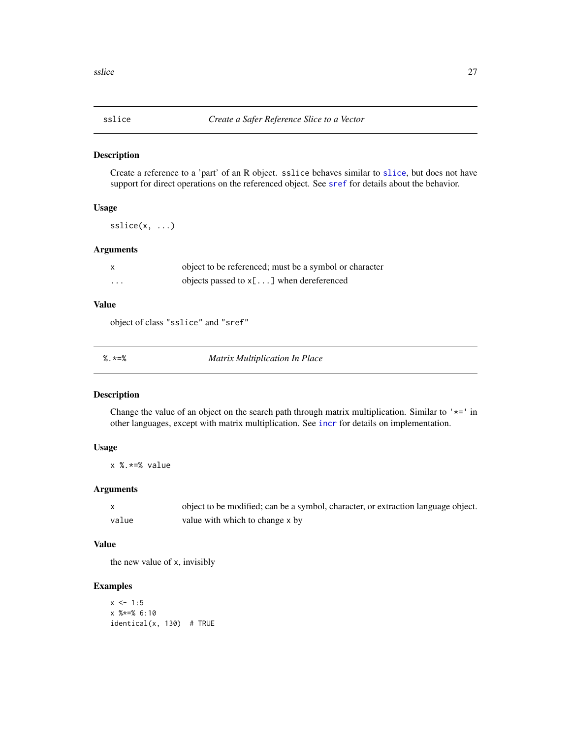## sslice — *Create a Safer Reference Slice to a Vector*

### Description

Create a reference to a 'part' of an R object. `sslice` behaves similar to `slice`, but does not have support for direct operations on the referenced object. See `sref` for details about the behavior.

### Usage

```
sslice(x, ...)
```

### Arguments

| | |
|---|---|
| `x` | object to be referenced; must be a symbol or character |
| `...` | objects passed to `x[...]` when dereferenced |

### Value

object of class `"sslice"` and `"sref"`

## %.*=% — *Matrix Multiplication In Place*

### Description

Change the value of an object on the search path through matrix multiplication. Similar to `'*='` in other languages, except with matrix multiplication. See `incr` for details on implementation.

### Usage

```
x %.*=% value
```

### Arguments

| | |
|---|---|
| `x` | object to be modified; can be a symbol, character, or extraction language object. |
| `value` | value with which to change `x` by |

### Value

the new value of `x`, invisibly

### Examples

```
x <- 1:5
x %*=% 6:10
identical(x, 130)  # TRUE
```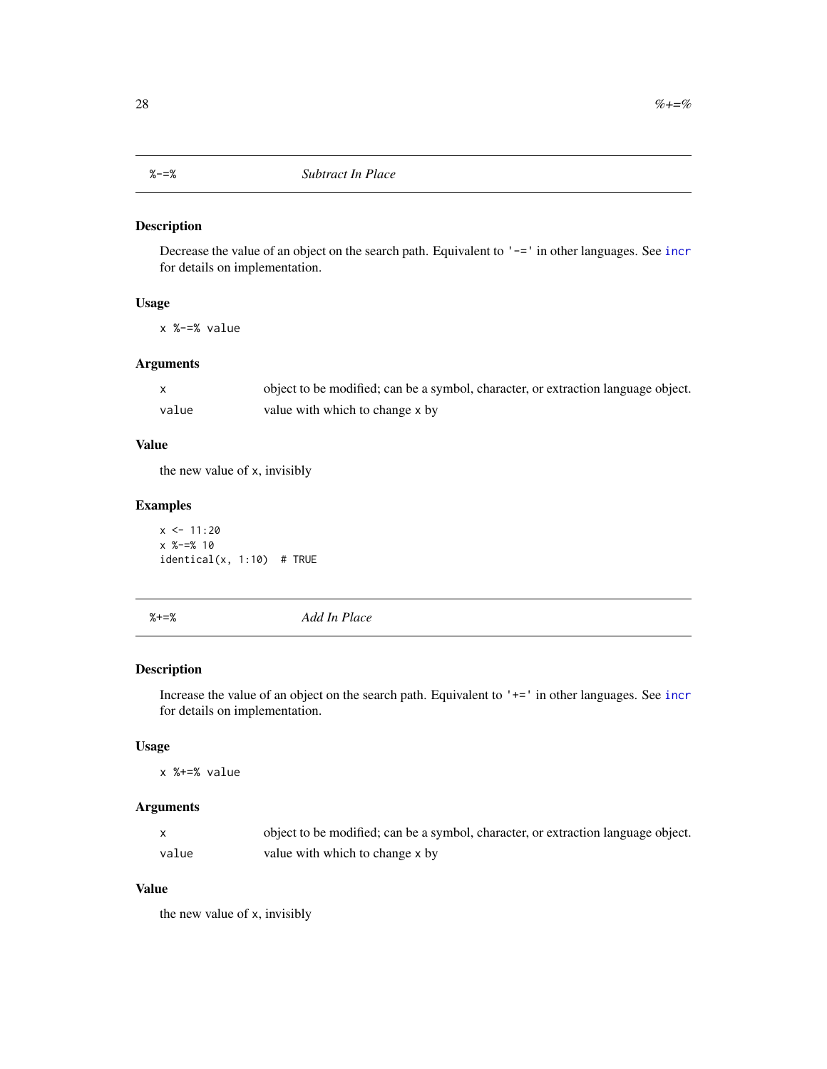## %-=% *Subtract In Place*

### Description

Decrease the value of an object on the search path. Equivalent to `'-='` in other languages. See `incr` for details on implementation.

### Usage

```
x %-=% value
```

### Arguments

| | |
|---|---|
| `x` | object to be modified; can be a symbol, character, or extraction language object. |
| `value` | value with which to change `x` by |

### Value

the new value of `x`, invisibly

### Examples

```
x <- 11:20
x %-=% 10
identical(x, 1:10)  # TRUE
```

## %+=% *Add In Place*

### Description

Increase the value of an object on the search path. Equivalent to `'+='` in other languages. See `incr` for details on implementation.

### Usage

```
x %+=% value
```

### Arguments

| | |
|---|---|
| `x` | object to be modified; can be a symbol, character, or extraction language object. |
| `value` | value with which to change `x` by |

### Value

the new value of `x`, invisibly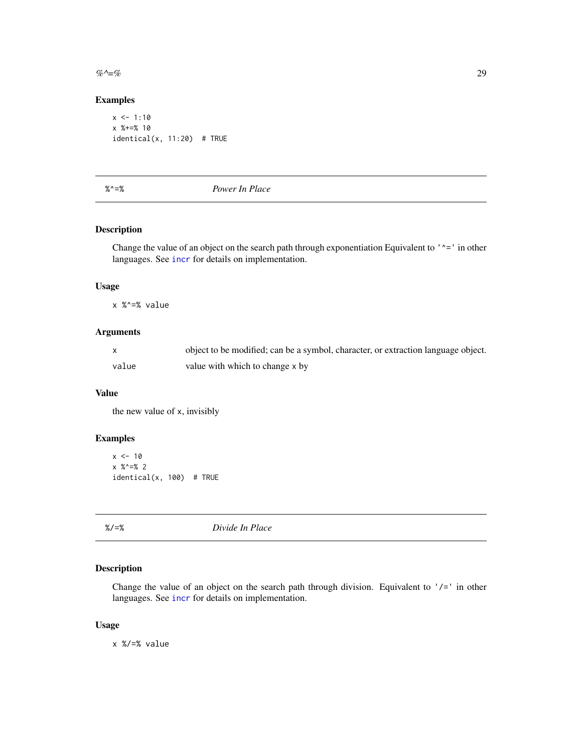### Examples

```
x <- 1:10
x %+=% 10
identical(x, 11:20)  # TRUE
```

---

## %^=% *Power In Place*

---

### Description

Change the value of an object on the search path through exponentiation Equivalent to '^=' in other languages. See incr for details on implementation.

### Usage

```
x %^=% value
```

### Arguments

| | |
|---|---|
| x | object to be modified; can be a symbol, character, or extraction language object. |
| value | value with which to change x by |

### Value

the new value of x, invisibly

### Examples

```
x <- 10
x %^=% 2
identical(x, 100)  # TRUE
```

---

## %/=% *Divide In Place*

---

### Description

Change the value of an object on the search path through division. Equivalent to '/=' in other languages. See incr for details on implementation.

### Usage

```
x %/=% value
```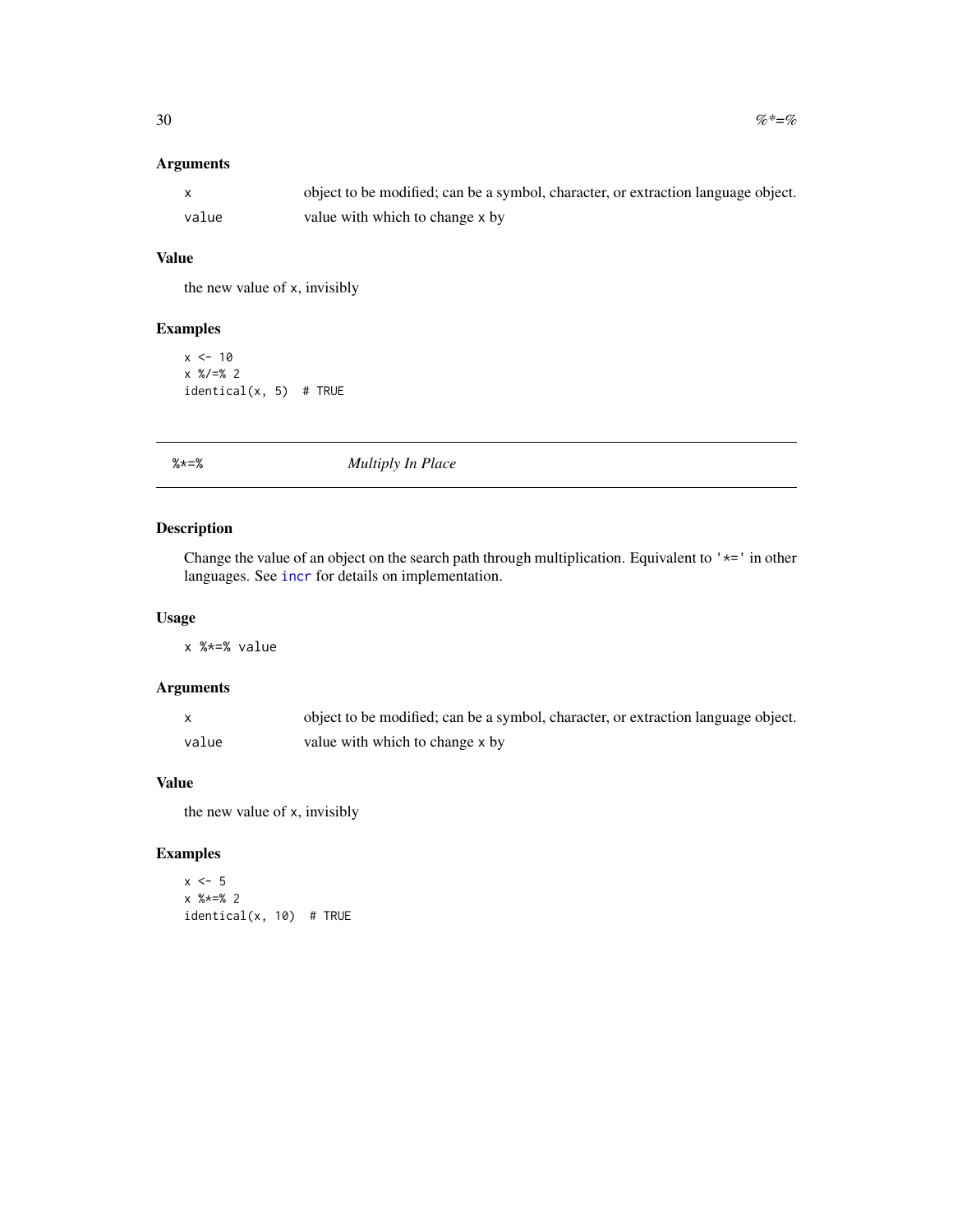## Arguments

| | |
|---|---|
| x | object to be modified; can be a symbol, character, or extraction language object. |
| value | value with which to change x by |

## Value

the new value of x, invisibly

## Examples

```
x <- 10
x %/=% 2
identical(x, 5)  # TRUE
```

# %*=% *Multiply In Place*

## Description

Change the value of an object on the search path through multiplication. Equivalent to '*=' in other languages. See incr for details on implementation.

## Usage

```
x %*=% value
```

## Arguments

| | |
|---|---|
| x | object to be modified; can be a symbol, character, or extraction language object. |
| value | value with which to change x by |

## Value

the new value of x, invisibly

## Examples

```
x <- 5
x %*=% 2
identical(x, 10)  # TRUE
```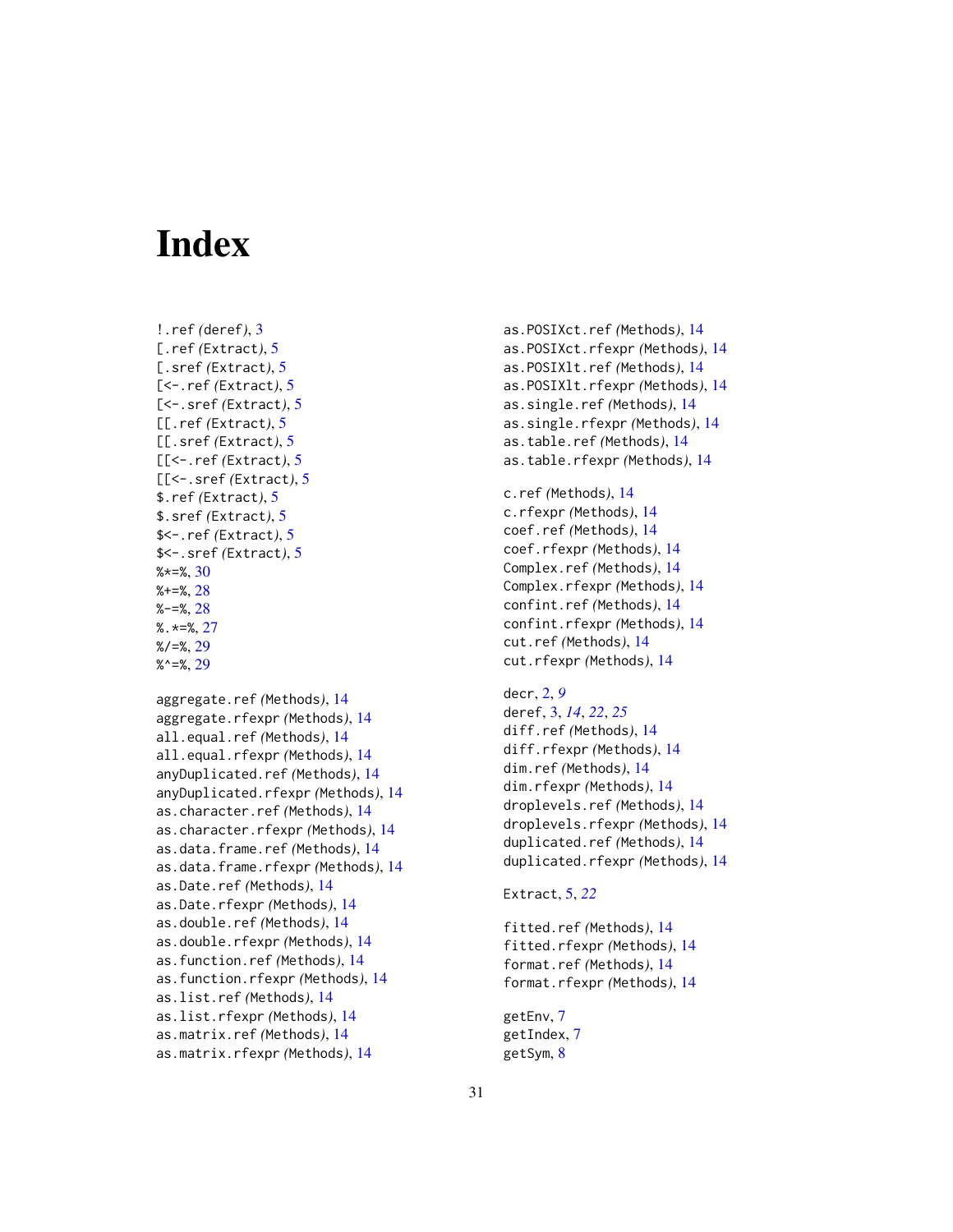# Index

!.ref *(*deref*)*, 3
[.ref *(*Extract*)*, 5
[.sref *(*Extract*)*, 5
[<-.ref *(*Extract*)*, 5
[<-.sref *(*Extract*)*, 5
[[.ref *(*Extract*)*, 5
[[.sref *(*Extract*)*, 5
[[<-.ref *(*Extract*)*, 5
[[<-.sref *(*Extract*)*, 5
$.ref *(*Extract*)*, 5
$.sref *(*Extract*)*, 5
$<-.ref *(*Extract*)*, 5
$<-.sref *(*Extract*)*, 5
%*=%, 30
%+=%, 28
%-=%, 28
%.*=%, 27
%/=%, 29
%^=%, 29

aggregate.ref *(*Methods*)*, 14
aggregate.rfexpr *(*Methods*)*, 14
all.equal.ref *(*Methods*)*, 14
all.equal.rfexpr *(*Methods*)*, 14
anyDuplicated.ref *(*Methods*)*, 14
anyDuplicated.rfexpr *(*Methods*)*, 14
as.character.ref *(*Methods*)*, 14
as.character.rfexpr *(*Methods*)*, 14
as.data.frame.ref *(*Methods*)*, 14
as.data.frame.rfexpr *(*Methods*)*, 14
as.Date.ref *(*Methods*)*, 14
as.Date.rfexpr *(*Methods*)*, 14
as.double.ref *(*Methods*)*, 14
as.double.rfexpr *(*Methods*)*, 14
as.function.ref *(*Methods*)*, 14
as.function.rfexpr *(*Methods*)*, 14
as.list.ref *(*Methods*)*, 14
as.list.rfexpr *(*Methods*)*, 14
as.matrix.ref *(*Methods*)*, 14
as.matrix.rfexpr *(*Methods*)*, 14
as.POSIXct.ref *(*Methods*)*, 14
as.POSIXct.rfexpr *(*Methods*)*, 14
as.POSIXlt.ref *(*Methods*)*, 14
as.POSIXlt.rfexpr *(*Methods*)*, 14
as.single.ref *(*Methods*)*, 14
as.single.rfexpr *(*Methods*)*, 14
as.table.ref *(*Methods*)*, 14
as.table.rfexpr *(*Methods*)*, 14

c.ref *(*Methods*)*, 14
c.rfexpr *(*Methods*)*, 14
coef.ref *(*Methods*)*, 14
coef.rfexpr *(*Methods*)*, 14
Complex.ref *(*Methods*)*, 14
Complex.rfexpr *(*Methods*)*, 14
confint.ref *(*Methods*)*, 14
confint.rfexpr *(*Methods*)*, 14
cut.ref *(*Methods*)*, 14
cut.rfexpr *(*Methods*)*, 14

decr, 2, *9*
deref, 3, *14*, *22*, *25*
diff.ref *(*Methods*)*, 14
diff.rfexpr *(*Methods*)*, 14
dim.ref *(*Methods*)*, 14
dim.rfexpr *(*Methods*)*, 14
droplevels.ref *(*Methods*)*, 14
droplevels.rfexpr *(*Methods*)*, 14
duplicated.ref *(*Methods*)*, 14
duplicated.rfexpr *(*Methods*)*, 14

Extract, 5, *22*

fitted.ref *(*Methods*)*, 14
fitted.rfexpr *(*Methods*)*, 14
format.ref *(*Methods*)*, 14
format.rfexpr *(*Methods*)*, 14

getEnv, 7
getIndex, 7
getSym, 8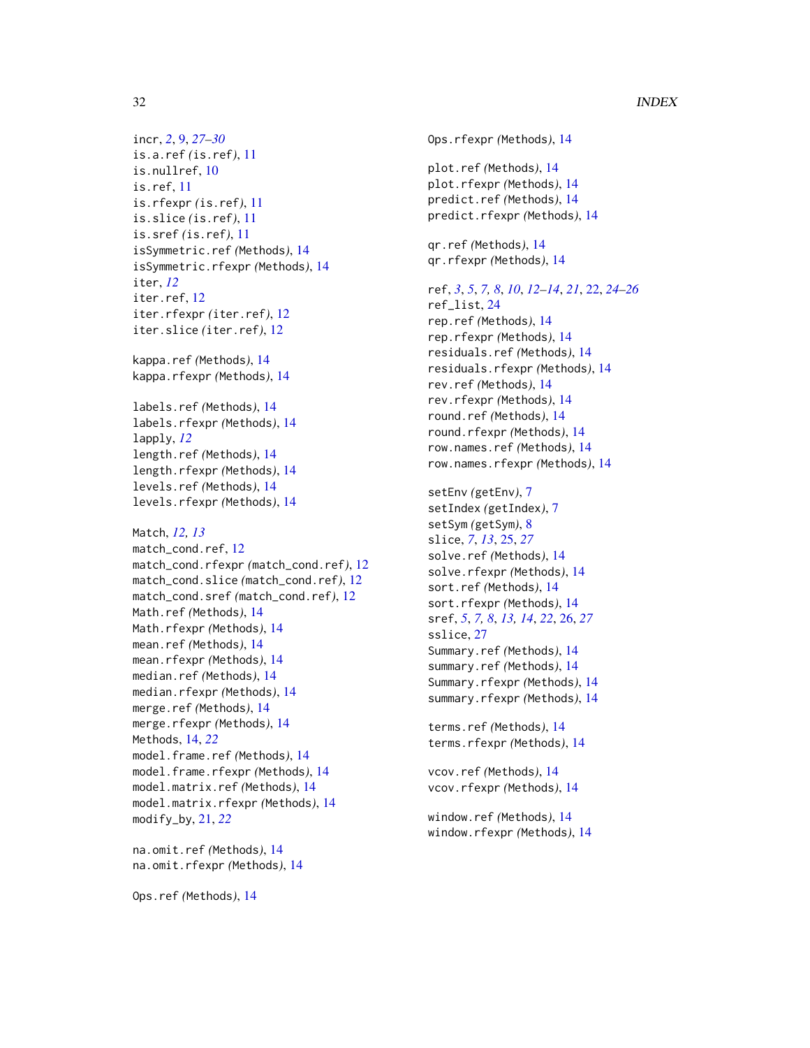incr, *2*, 9, *27–30*
is.a.ref *(is.ref)*, 11
is.nullref, 10
is.ref, 11
is.rfexpr *(is.ref)*, 11
is.slice *(is.ref)*, 11
is.sref *(is.ref)*, 11
isSymmetric.ref *(Methods)*, 14
isSymmetric.rfexpr *(Methods)*, 14
iter, *12*
iter.ref, 12
iter.rfexpr *(iter.ref)*, 12
iter.slice *(iter.ref)*, 12

kappa.ref *(Methods)*, 14
kappa.rfexpr *(Methods)*, 14

labels.ref *(Methods)*, 14
labels.rfexpr *(Methods)*, 14
lapply, *12*
length.ref *(Methods)*, 14
length.rfexpr *(Methods)*, 14
levels.ref *(Methods)*, 14
levels.rfexpr *(Methods)*, 14

Match, *12, 13*
match_cond.ref, 12
match_cond.rfexpr *(match_cond.ref)*, 12
match_cond.slice *(match_cond.ref)*, 12
match_cond.sref *(match_cond.ref)*, 12
Math.ref *(Methods)*, 14
Math.rfexpr *(Methods)*, 14
mean.ref *(Methods)*, 14
mean.rfexpr *(Methods)*, 14
median.ref *(Methods)*, 14
median.rfexpr *(Methods)*, 14
merge.ref *(Methods)*, 14
merge.rfexpr *(Methods)*, 14
Methods, 14, *22*
model.frame.ref *(Methods)*, 14
model.frame.rfexpr *(Methods)*, 14
model.matrix.ref *(Methods)*, 14
model.matrix.rfexpr *(Methods)*, 14
modify_by, 21, *22*

na.omit.ref *(Methods)*, 14
na.omit.rfexpr *(Methods)*, 14

Ops.ref *(Methods)*, 14
Ops.rfexpr *(Methods)*, 14

plot.ref *(Methods)*, 14
plot.rfexpr *(Methods)*, 14
predict.ref *(Methods)*, 14
predict.rfexpr *(Methods)*, 14

qr.ref *(Methods)*, 14
qr.rfexpr *(Methods)*, 14

ref, *3*, *5*, *7, 8*, *10*, *12–14*, *21*, 22, *24–26*
ref_list, 24
rep.ref *(Methods)*, 14
rep.rfexpr *(Methods)*, 14
residuals.ref *(Methods)*, 14
residuals.rfexpr *(Methods)*, 14
rev.ref *(Methods)*, 14
rev.rfexpr *(Methods)*, 14
round.ref *(Methods)*, 14
round.rfexpr *(Methods)*, 14
row.names.ref *(Methods)*, 14
row.names.rfexpr *(Methods)*, 14

setEnv *(getEnv)*, 7
setIndex *(getIndex)*, 7
setSym *(getSym)*, 8
slice, *7*, *13*, 25, *27*
solve.ref *(Methods)*, 14
solve.rfexpr *(Methods)*, 14
sort.ref *(Methods)*, 14
sort.rfexpr *(Methods)*, 14
sref, *5*, *7, 8*, *13, 14*, *22*, 26, *27*
sslice, 27
Summary.ref *(Methods)*, 14
summary.ref *(Methods)*, 14
Summary.rfexpr *(Methods)*, 14
summary.rfexpr *(Methods)*, 14

terms.ref *(Methods)*, 14
terms.rfexpr *(Methods)*, 14

vcov.ref *(Methods)*, 14
vcov.rfexpr *(Methods)*, 14

window.ref *(Methods)*, 14
window.rfexpr *(Methods)*, 14